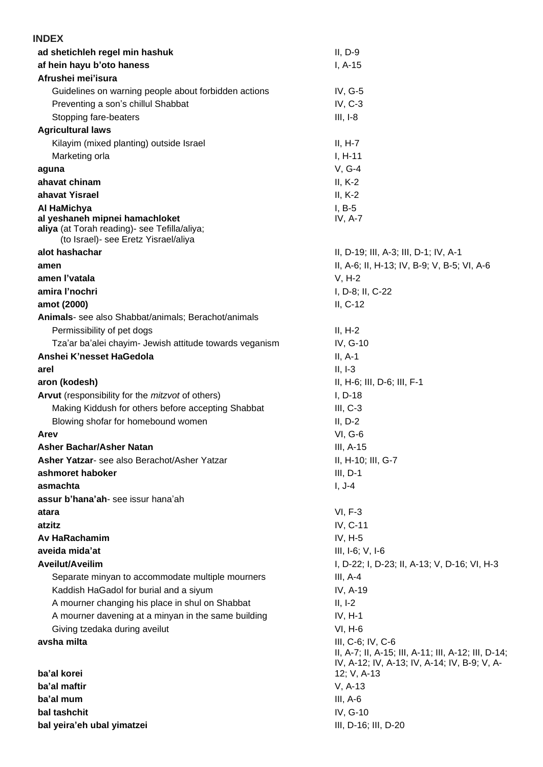# INDEX

| Entry | Reference |
|---|---|
| **ad shetichleh regel min hashuk** | II, D-9 |
| **af hein hayu b'oto haness** | I, A-15 |
| **Afrushei mei'isura** | |
| Guidelines on warning people about forbidden actions | IV, G-5 |
| Preventing a son's chillul Shabbat | IV, C-3 |
| Stopping fare-beaters | III, I-8 |
| **Agricultural laws** | |
| Kilayim (mixed planting) outside Israel | II, H-7 |
| Marketing orla | I, H-11 |
| **aguna** | V, G-4 |
| **ahavat chinam** | II, K-2 |
| **ahavat Yisrael** | II, K-2 |
| **Al HaMichya** | I, B-5 |
| **al yeshaneh mipnei hamachloket** | IV, A-7 |
| **aliya** (at Torah reading)- see Tefilla/aliya; (to Israel)- see Eretz Yisrael/aliya | |
| **alot hashachar** | II, D-19; III, A-3; III, D-1; IV, A-1 |
| **amen** | II, A-6; II, H-13; IV, B-9; V, B-5; VI, A-6 |
| **amen l'vatala** | V, H-2 |
| **amira l'nochri** | I, D-8; II, C-22 |
| **amot (2000)** | II, C-12 |
| **Animals**- see also Shabbat/animals; Berachot/animals | |
| Permissibility of pet dogs | II, H-2 |
| Tza'ar ba'alei chayim- Jewish attitude towards veganism | IV, G-10 |
| **Anshei K'nesset HaGedola** | II, A-1 |
| **arel** | II, I-3 |
| **aron (kodesh)** | II, H-6; III, D-6; III, F-1 |
| **Arvut** (responsibility for the *mitzvot* of others) | I, D-18 |
| Making Kiddush for others before accepting Shabbat | III, C-3 |
| Blowing shofar for homebound women | II, D-2 |
| **Arev** | VI, G-6 |
| **Asher Bachar/Asher Natan** | III, A-15 |
| **Asher Yatzar**- see also Berachot/Asher Yatzar | II, H-10; III, G-7 |
| **ashmoret haboker** | III, D-1 |
| **asmachta** | I, J-4 |
| **assur b'hana'ah**- see issur hana'ah | |
| **atara** | VI, F-3 |
| **atzitz** | IV, C-11 |
| **Av HaRachamim** | IV, H-5 |
| **aveida mida'at** | III, I-6; V, I-6 |
| **Aveilut/Aveilim** | I, D-22; I, D-23; II, A-13; V, D-16; VI, H-3 |
| Separate minyan to accommodate multiple mourners | III, A-4 |
| Kaddish HaGadol for burial and a siyum | IV, A-19 |
| A mourner changing his place in shul on Shabbat | II, I-2 |
| A mourner davening at a minyan in the same building | IV, H-1 |
| Giving tzedaka during aveilut | VI, H-6 |
| **avsha milta** | III, C-6; IV, C-6 |
| **ba'al korei** | II, A-7; II, A-15; III, A-11; III, A-12; III, D-14; IV, A-12; IV, A-13; IV, A-14; IV, B-9; V, A-12; V, A-13 |
| **ba'al maftir** | V, A-13 |
| **ba'al mum** | III, A-6 |
| **bal tashchit** | IV, G-10 |
| **bal yeira'eh ubal yimatzei** | III, D-16; III, D-20 |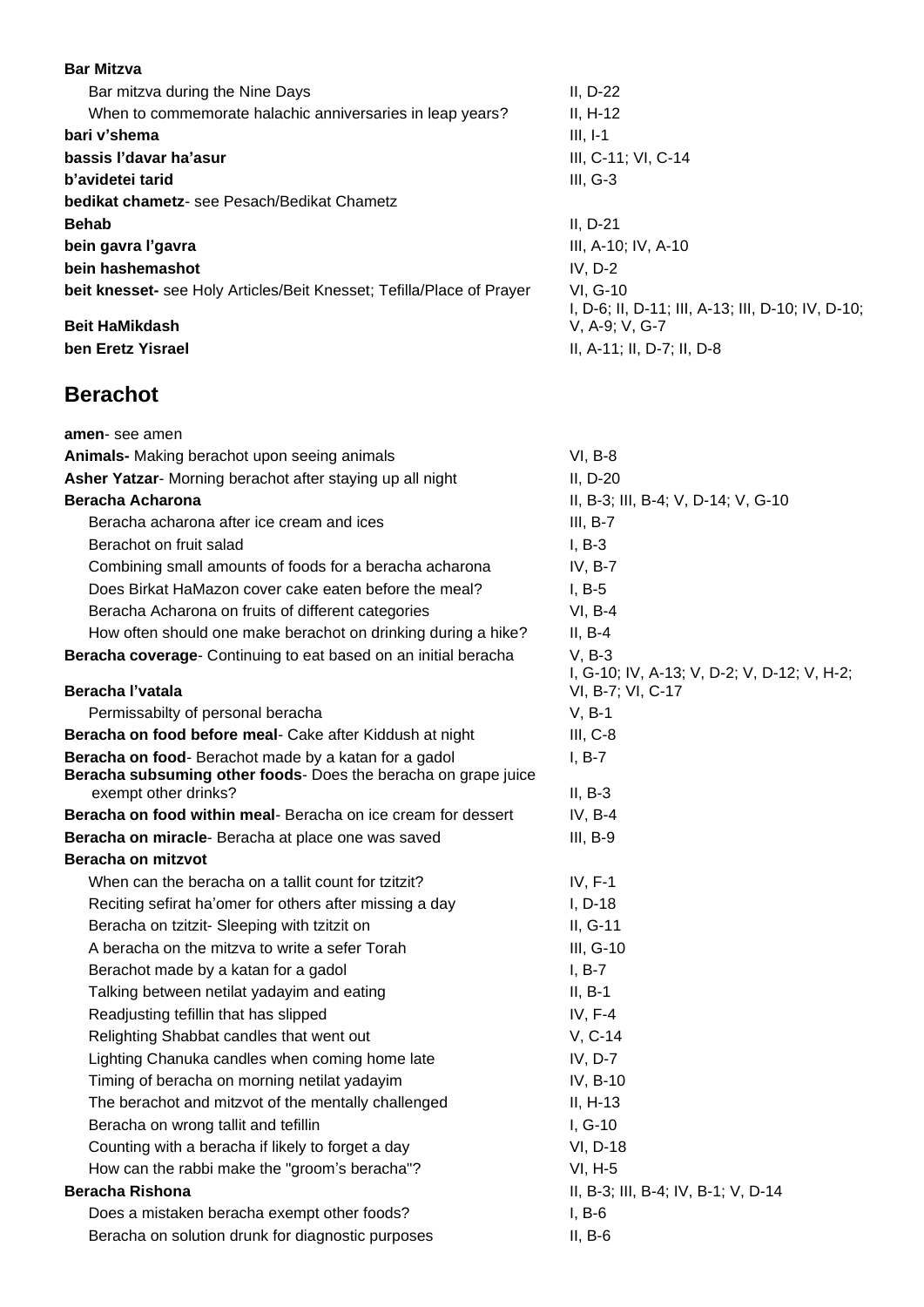| | |
|---|---|
| **Bar Mitzva** | |
| Bar mitzva during the Nine Days | II, D-22 |
| When to commemorate halachic anniversaries in leap years? | II, H-12 |
| **bari v'shema** | III, I-1 |
| **bassis l'davar ha'asur** | III, C-11; VI, C-14 |
| **b'avidetei tarid** | III, G-3 |
| **bedikat chametz**- see Pesach/Bedikat Chametz | |
| **Behab** | II, D-21 |
| **bein gavra l'gavra** | III, A-10; IV, A-10 |
| **bein hashemashot** | IV, D-2 |
| **beit knesset-** see Holy Articles/Beit Knesset; Tefilla/Place of Prayer | VI, G-10 |
| **Beit HaMikdash** | I, D-6; II, D-11; III, A-13; III, D-10; IV, D-10; V, A-9; V, G-7 |
| **ben Eretz Yisrael** | II, A-11; II, D-7; II, D-8 |

## Berachot

| | |
|---|---|
| **amen**- see amen | |
| **Animals-** Making berachot upon seeing animals | VI, B-8 |
| **Asher Yatzar**- Morning berachot after staying up all night | II, D-20 |
| **Beracha Acharona** | II, B-3; III, B-4; V, D-14; V, G-10 |
| Beracha acharona after ice cream and ices | III, B-7 |
| Berachot on fruit salad | I, B-3 |
| Combining small amounts of foods for a beracha acharona | IV, B-7 |
| Does Birkat HaMazon cover cake eaten before the meal? | I, B-5 |
| Beracha Acharona on fruits of different categories | VI, B-4 |
| How often should one make berachot on drinking during a hike? | II, B-4 |
| **Beracha coverage**- Continuing to eat based on an initial beracha | V, B-3 |
| **Beracha l'vatala** | I, G-10; IV, A-13; V, D-2; V, D-12; V, H-2; VI, B-7; VI, C-17 |
| Permissabilty of personal beracha | V, B-1 |
| **Beracha on food before meal**- Cake after Kiddush at night | III, C-8 |
| **Beracha on food**- Berachot made by a katan for a gadol | I, B-7 |
| **Beracha subsuming other foods**- Does the beracha on grape juice exempt other drinks? | II, B-3 |
| **Beracha on food within meal**- Beracha on ice cream for dessert | IV, B-4 |
| **Beracha on miracle**- Beracha at place one was saved | III, B-9 |
| **Beracha on mitzvot** | |
| When can the beracha on a tallit count for tzitzit? | IV, F-1 |
| Reciting sefirat ha'omer for others after missing a day | I, D-18 |
| Beracha on tzitzit- Sleeping with tzitzit on | II, G-11 |
| A beracha on the mitzva to write a sefer Torah | III, G-10 |
| Berachot made by a katan for a gadol | I, B-7 |
| Talking between netilat yadayim and eating | II, B-1 |
| Readjusting tefillin that has slipped | IV, F-4 |
| Relighting Shabbat candles that went out | V, C-14 |
| Lighting Chanuka candles when coming home late | IV, D-7 |
| Timing of beracha on morning netilat yadayim | IV, B-10 |
| The berachot and mitzvot of the mentally challenged | II, H-13 |
| Beracha on wrong tallit and tefillin | I, G-10 |
| Counting with a beracha if likely to forget a day | VI, D-18 |
| How can the rabbi make the "groom's beracha"? | VI, H-5 |
| **Beracha Rishona** | II, B-3; III, B-4; IV, B-1; V, D-14 |
| Does a mistaken beracha exempt other foods? | I, B-6 |
| Beracha on solution drunk for diagnostic purposes | II, B-6 |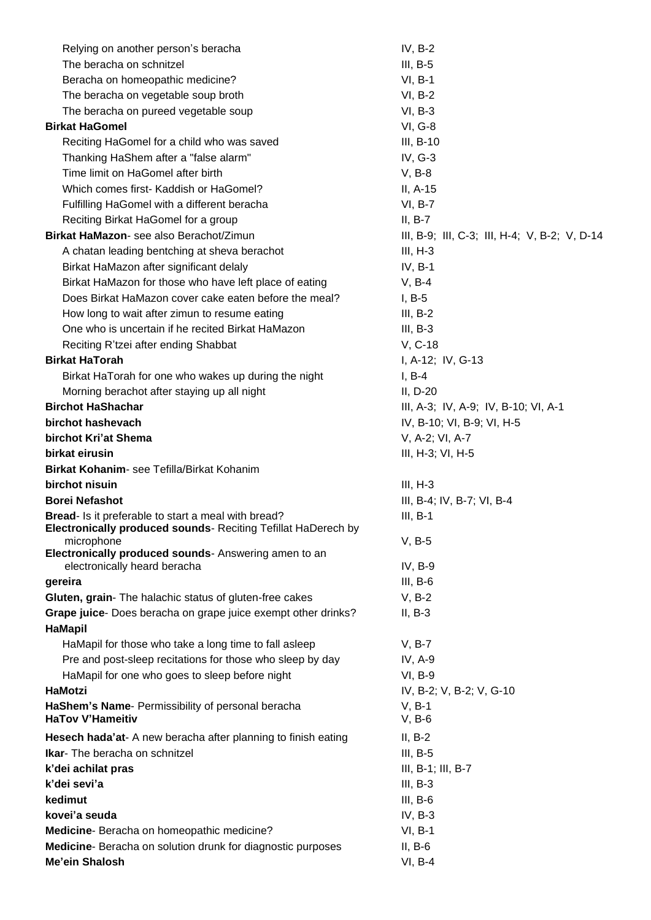| Topic | Reference |
|---|---|
| Relying on another person's beracha | IV, B-2 |
| The beracha on schnitzel | III, B-5 |
| Beracha on homeopathic medicine? | VI, B-1 |
| The beracha on vegetable soup broth | VI, B-2 |
| The beracha on pureed vegetable soup | VI, B-3 |
| **Birkat HaGomel** | VI, G-8 |
| Reciting HaGomel for a child who was saved | III, B-10 |
| Thanking HaShem after a "false alarm" | IV, G-3 |
| Time limit on HaGomel after birth | V, B-8 |
| Which comes first- Kaddish or HaGomel? | II, A-15 |
| Fulfilling HaGomel with a different beracha | VI, B-7 |
| Reciting Birkat HaGomel for a group | II, B-7 |
| **Birkat HaMazon**- see also Berachot/Zimun | III, B-9; III, C-3; III, H-4; V, B-2; V, D-14 |
| A chatan leading bentching at sheva berachot | III, H-3 |
| Birkat HaMazon after significant delaly | IV, B-1 |
| Birkat HaMazon for those who have left place of eating | V, B-4 |
| Does Birkat HaMazon cover cake eaten before the meal? | I, B-5 |
| How long to wait after zimun to resume eating | III, B-2 |
| One who is uncertain if he recited Birkat HaMazon | III, B-3 |
| Reciting R'tzei after ending Shabbat | V, C-18 |
| **Birkat HaTorah** | I, A-12; IV, G-13 |
| Birkat HaTorah for one who wakes up during the night | I, B-4 |
| Morning berachot after staying up all night | II, D-20 |
| **Birchot HaShachar** | III, A-3; IV, A-9; IV, B-10; VI, A-1 |
| **birchot hashevach** | IV, B-10; VI, B-9; VI, H-5 |
| **birchot Kri'at Shema** | V, A-2; VI, A-7 |
| **birkat eirusin** | III, H-3; VI, H-5 |
| **Birkat Kohanim**- see Tefilla/Birkat Kohanim | |
| **birchot nisuin** | III, H-3 |
| **Borei Nefashot** | III, B-4; IV, B-7; VI, B-4 |
| **Bread**- Is it preferable to start a meal with bread? | III, B-1 |
| **Electronically produced sounds**- Reciting Tefillat HaDerech by microphone | V, B-5 |
| **Electronically produced sounds**- Answering amen to an electronically heard beracha | IV, B-9 |
| **gereira** | III, B-6 |
| **Gluten, grain**- The halachic status of gluten-free cakes | V, B-2 |
| **Grape juice**- Does beracha on grape juice exempt other drinks? | II, B-3 |
| **HaMapil** | |
| HaMapil for those who take a long time to fall asleep | V, B-7 |
| Pre and post-sleep recitations for those who sleep by day | IV, A-9 |
| HaMapil for one who goes to sleep before night | VI, B-9 |
| **HaMotzi** | IV, B-2; V, B-2; V, G-10 |
| **HaShem's Name**- Permissibility of personal beracha | V, B-1 |
| **HaTov V'Hameitiv** | V, B-6 |
| **Hesech hada'at**- A new beracha after planning to finish eating | II, B-2 |
| **Ikar**- The beracha on schnitzel | III, B-5 |
| **k'dei achilat pras** | III, B-1; III, B-7 |
| **k'dei sevi'a** | III, B-3 |
| **kedimut** | III, B-6 |
| **kovei'a seuda** | IV, B-3 |
| **Medicine**- Beracha on homeopathic medicine? | VI, B-1 |
| **Medicine**- Beracha on solution drunk for diagnostic purposes | II, B-6 |
| **Me'ein Shalosh** | VI, B-4 |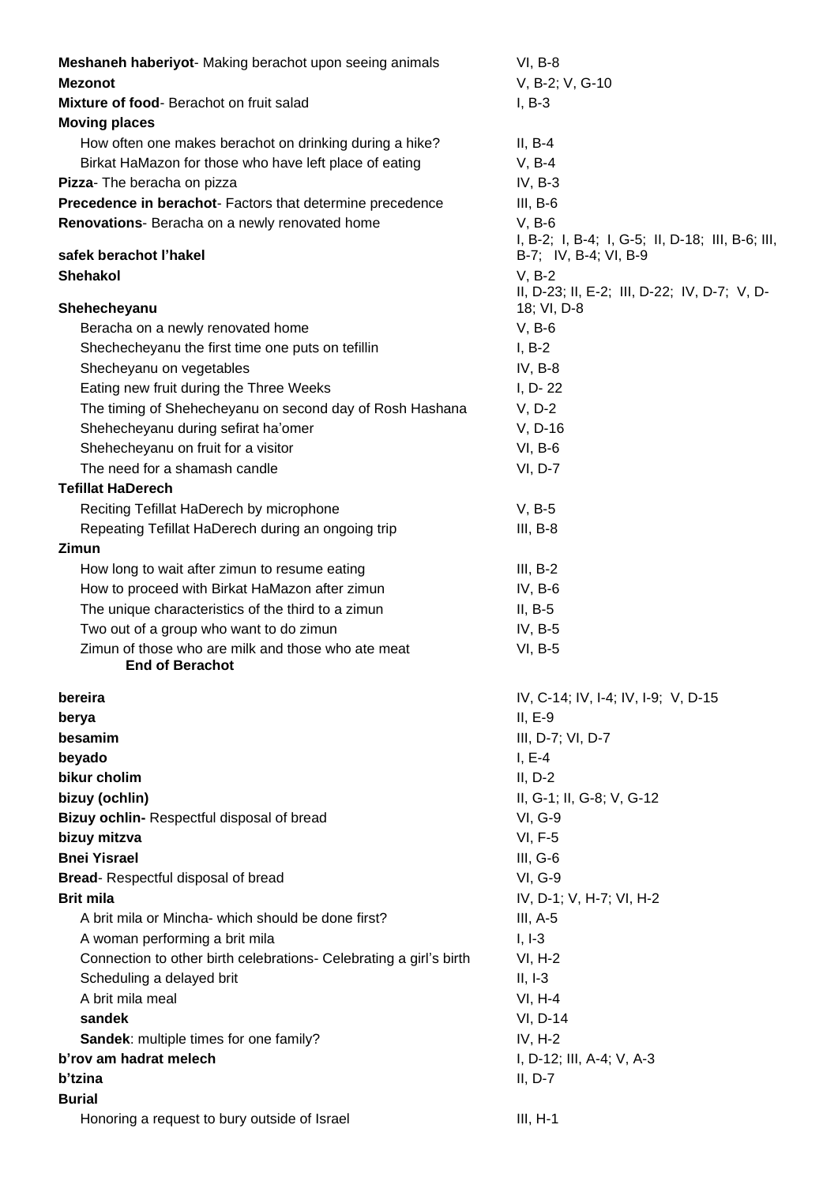| Topic | Reference |
| --- | --- |
| **Meshaneh haberiyot**- Making berachot upon seeing animals | VI, B-8 |
| **Mezonot** | V, B-2; V, G-10 |
| **Mixture of food**- Berachot on fruit salad | I, B-3 |
| **Moving places** | |
| How often one makes berachot on drinking during a hike? | II, B-4 |
| Birkat HaMazon for those who have left place of eating | V, B-4 |
| **Pizza**- The beracha on pizza | IV, B-3 |
| **Precedence in berachot**- Factors that determine precedence | III, B-6 |
| **Renovations**- Beracha on a newly renovated home | V, B-6 |
| **safek berachot l'hakel** | I, B-2; I, B-4; I, G-5; II, D-18; III, B-6; III, B-7; IV, B-4; VI, B-9 |
| **Shehakol** | V, B-2 |
| **Shehecheyanu** | II, D-23; II, E-2; III, D-22; IV, D-7; V, D-18; VI, D-8 |
| Beracha on a newly renovated home | V, B-6 |
| Shechecheyanu the first time one puts on tefillin | I, B-2 |
| Shecheyanu on vegetables | IV, B-8 |
| Eating new fruit during the Three Weeks | I, D- 22 |
| The timing of Shehecheyanu on second day of Rosh Hashana | V, D-2 |
| Shehecheyanu during sefirat ha'omer | V, D-16 |
| Shehecheyanu on fruit for a visitor | VI, B-6 |
| The need for a shamash candle | VI, D-7 |
| **Tefillat HaDerech** | |
| Reciting Tefillat HaDerech by microphone | V, B-5 |
| Repeating Tefillat HaDerech during an ongoing trip | III, B-8 |
| **Zimun** | |
| How long to wait after zimun to resume eating | III, B-2 |
| How to proceed with Birkat HaMazon after zimun | IV, B-6 |
| The unique characteristics of the third to a zimun | II, B-5 |
| Two out of a group who want to do zimun | IV, B-5 |
| Zimun of those who are milk and those who ate meat | VI, B-5 |
| **End of Berachot** | |
| **bereira** | IV, C-14; IV, I-4; IV, I-9; V, D-15 |
| **berya** | II, E-9 |
| **besamim** | III, D-7; VI, D-7 |
| **beyado** | I, E-4 |
| **bikur cholim** | II, D-2 |
| **bizuy (ochlin)** | II, G-1; II, G-8; V, G-12 |
| **Bizuy ochlin-** Respectful disposal of bread | VI, G-9 |
| **bizuy mitzva** | VI, F-5 |
| **Bnei Yisrael** | III, G-6 |
| **Bread**- Respectful disposal of bread | VI, G-9 |
| **Brit mila** | IV, D-1; V, H-7; VI, H-2 |
| A brit mila or Mincha- which should be done first? | III, A-5 |
| A woman performing a brit mila | I, I-3 |
| Connection to other birth celebrations- Celebrating a girl's birth | VI, H-2 |
| Scheduling a delayed brit | II, I-3 |
| A brit mila meal | VI, H-4 |
| **sandek** | VI, D-14 |
| **Sandek**: multiple times for one family? | IV, H-2 |
| **b'rov am hadrat melech** | I, D-12; III, A-4; V, A-3 |
| **b'tzina** | II, D-7 |
| **Burial** | |
| Honoring a request to bury outside of Israel | III, H-1 |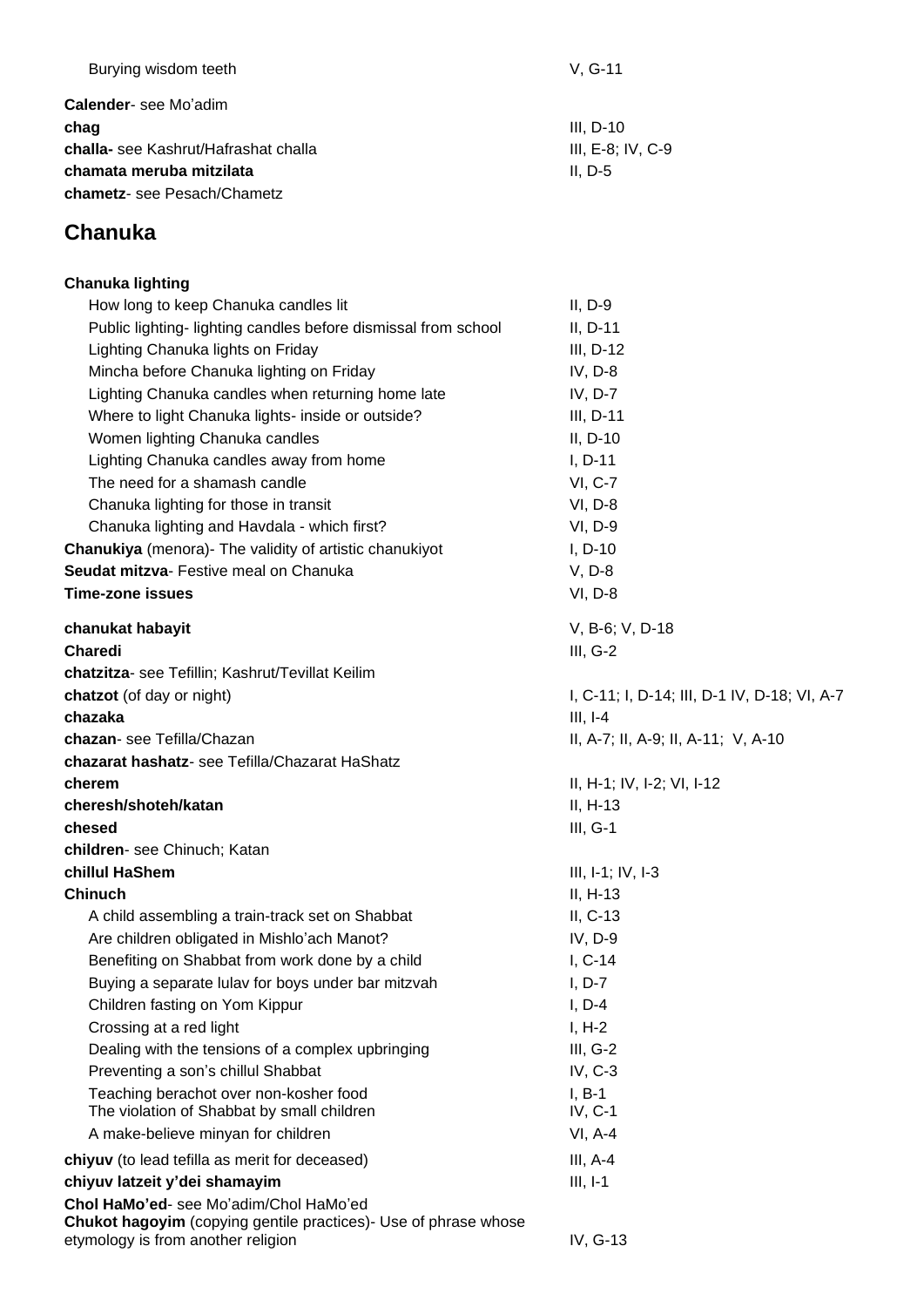Burying wisdom teeth V, G-11

**Calender**- see Mo'adim

**chag** III, D-10

**challa-** see Kashrut/Hafrashat challa III, E-8; IV, C-9

**chamata meruba mitzilata** II, D-5

**chametz**- see Pesach/Chametz

## Chanuka

**Chanuka lighting**

- How long to keep Chanuka candles lit II, D-9
- Public lighting- lighting candles before dismissal from school II, D-11
- Lighting Chanuka lights on Friday III, D-12
- Mincha before Chanuka lighting on Friday IV, D-8
- Lighting Chanuka candles when returning home late IV, D-7
- Where to light Chanuka lights- inside or outside? III, D-11
- Women lighting Chanuka candles II, D-10
- Lighting Chanuka candles away from home I, D-11
- The need for a shamash candle VI, C-7
- Chanuka lighting for those in transit VI, D-8
- Chanuka lighting and Havdala - which first? VI, D-9

**Chanukiya** (menora)- The validity of artistic chanukiyot I, D-10

**Seudat mitzva**- Festive meal on Chanuka V, D-8

**Time-zone issues** VI, D-8

**chanukat habayit** V, B-6; V, D-18

**Charedi** III, G-2

**chatzitza**- see Tefillin; Kashrut/Tevillat Keilim

**chatzot** (of day or night) I, C-11; I, D-14; III, D-1 IV, D-18; VI, A-7

**chazaka** III, I-4

**chazan**- see Tefilla/Chazan II, A-7; II, A-9; II, A-11; V, A-10

**chazarat hashatz**- see Tefilla/Chazarat HaShatz

**cherem** II, H-1; IV, I-2; VI, I-12

**cheresh/shoteh/katan** II, H-13

**chesed** III, G-1

**children**- see Chinuch; Katan

**chillul HaShem** III, I-1; IV, I-3

**Chinuch** II, H-13

- A child assembling a train-track set on Shabbat II, C-13
- Are children obligated in Mishlo'ach Manot? IV, D-9
- Benefiting on Shabbat from work done by a child I, C-14
- Buying a separate lulav for boys under bar mitzvah I, D-7
- Children fasting on Yom Kippur I, D-4
- Crossing at a red light I, H-2
- Dealing with the tensions of a complex upbringing III, G-2
- Preventing a son's chillul Shabbat IV, C-3
- Teaching berachot over non-kosher food I, B-1
- The violation of Shabbat by small children IV, C-1
- A make-believe minyan for children VI, A-4

**chiyuv** (to lead tefilla as merit for deceased) III, A-4

**chiyuv latzeit y'dei shamayim** III, I-1

**Chol HaMo'ed**- see Mo'adim/Chol HaMo'ed

**Chukot hagoyim** (copying gentile practices)- Use of phrase whose etymology is from another religion IV, G-13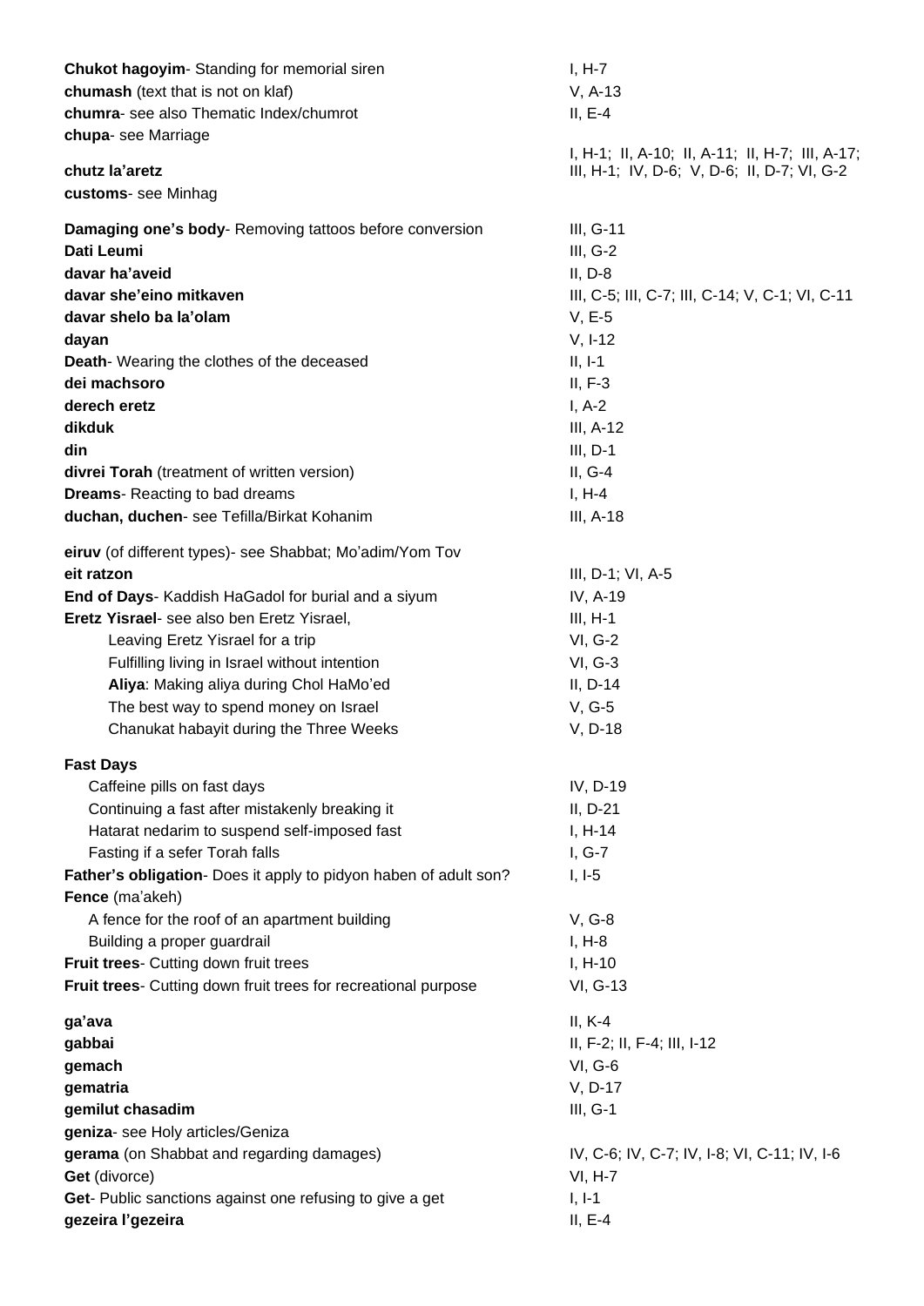**Chukot hagoyim**- Standing for memorial siren — I, H-7
**chumash** (text that is not on klaf) — V, A-13
**chumra**- see also Thematic Index/chumrot — II, E-4
**chupa**- see Marriage
**chutz la'aretz** — I, H-1; II, A-10; II, A-11; II, H-7; III, A-17; III, H-1; IV, D-6; V, D-6; II, D-7; VI, G-2
**customs**- see Minhag

**Damaging one's body**- Removing tattoos before conversion — III, G-11
**Dati Leumi** — III, G-2
**davar ha'aveid** — II, D-8
**davar she'eino mitkaven** — III, C-5; III, C-7; III, C-14; V, C-1; VI, C-11
**davar shelo ba la'olam** — V, E-5
**dayan** — V, I-12
**Death**- Wearing the clothes of the deceased — II, I-1
**dei machsoro** — II, F-3
**derech eretz** — I, A-2
**dikduk** — III, A-12
**din** — III, D-1
**divrei Torah** (treatment of written version) — II, G-4
**Dreams**- Reacting to bad dreams — I, H-4
**duchan, duchen**- see Tefilla/Birkat Kohanim — III, A-18

**eiruv** (of different types)- see Shabbat; Mo'adim/Yom Tov
**eit ratzon** — III, D-1; VI, A-5
**End of Days**- Kaddish HaGadol for burial and a siyum — IV, A-19
**Eretz Yisrael**- see also ben Eretz Yisrael, — III, H-1
- Leaving Eretz Yisrael for a trip — VI, G-2
- Fulfilling living in Israel without intention — VI, G-3
- **Aliya**: Making aliya during Chol HaMo'ed — II, D-14
- The best way to spend money on Israel — V, G-5
- Chanukat habayit during the Three Weeks — V, D-18

**Fast Days**
- Caffeine pills on fast days — IV, D-19
- Continuing a fast after mistakenly breaking it — II, D-21
- Hatarat nedarim to suspend self-imposed fast — I, H-14
- Fasting if a sefer Torah falls — I, G-7

**Father's obligation**- Does it apply to pidyon haben of adult son? — I, I-5
**Fence** (ma'akeh)
- A fence for the roof of an apartment building — V, G-8
- Building a proper guardrail — I, H-8

**Fruit trees**- Cutting down fruit trees — I, H-10
**Fruit trees**- Cutting down fruit trees for recreational purpose — VI, G-13

**ga'ava** — II, K-4
**gabbai** — II, F-2; II, F-4; III, I-12
**gemach** — VI, G-6
**gematria** — V, D-17
**gemilut chasadim** — III, G-1
**geniza**- see Holy articles/Geniza
**gerama** (on Shabbat and regarding damages) — IV, C-6; IV, C-7; IV, I-8; VI, C-11; IV, I-6
**Get** (divorce) — VI, H-7
**Get**- Public sanctions against one refusing to give a get — I, I-1
**gezeira l'gezeira** — II, E-4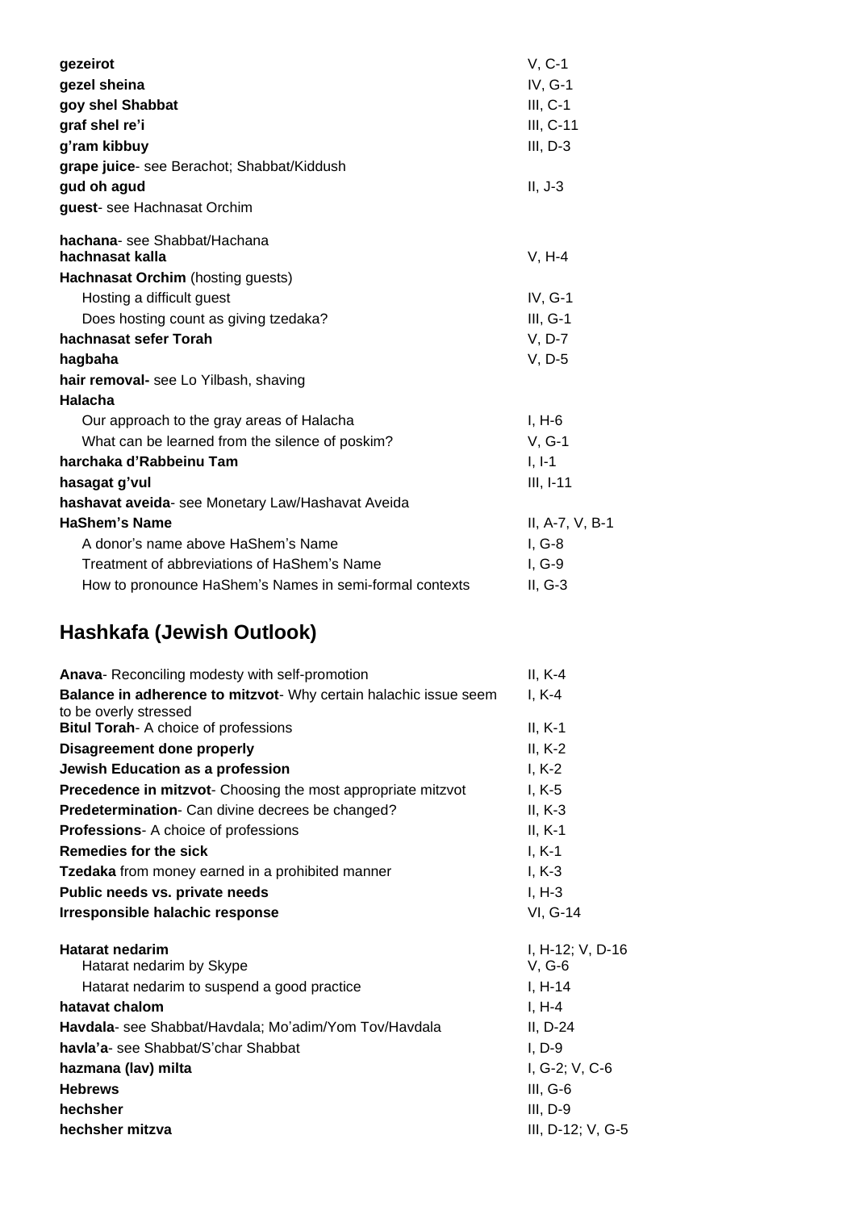| | |
|---|---|
| **gezeirot** | V, C-1 |
| **gezel sheina** | IV, G-1 |
| **goy shel Shabbat** | III, C-1 |
| **graf shel re'i** | III, C-11 |
| **g'ram kibbuy** | III, D-3 |
| **grape juice**- see Berachot; Shabbat/Kiddush | |
| **gud oh agud** | II, J-3 |
| **guest**- see Hachnasat Orchim | |
| **hachana**- see Shabbat/Hachana | |
| **hachnasat kalla** | V, H-4 |
| **Hachnasat Orchim** (hosting guests) | |
| Hosting a difficult guest | IV, G-1 |
| Does hosting count as giving tzedaka? | III, G-1 |
| **hachnasat sefer Torah** | V, D-7 |
| **hagbaha** | V, D-5 |
| **hair removal-** see Lo Yilbash, shaving | |
| **Halacha** | |
| Our approach to the gray areas of Halacha | I, H-6 |
| What can be learned from the silence of poskim? | V, G-1 |
| **harchaka d'Rabbeinu Tam** | I, I-1 |
| **hasagat g'vul** | III, I-11 |
| **hashavat aveida**- see Monetary Law/Hashavat Aveida | |
| **HaShem's Name** | II, A-7, V, B-1 |
| A donor's name above HaShem's Name | I, G-8 |
| Treatment of abbreviations of HaShem's Name | I, G-9 |
| How to pronounce HaShem's Names in semi-formal contexts | II, G-3 |

## Hashkafa (Jewish Outlook)

| | |
|---|---|
| **Anava**- Reconciling modesty with self-promotion | II, K-4 |
| **Balance in adherence to mitzvot**- Why certain halachic issue seem to be overly stressed | I, K-4 |
| **Bitul Torah**- A choice of professions | II, K-1 |
| **Disagreement done properly** | II, K-2 |
| **Jewish Education as a profession** | I, K-2 |
| **Precedence in mitzvot**- Choosing the most appropriate mitzvot | I, K-5 |
| **Predetermination**- Can divine decrees be changed? | II, K-3 |
| **Professions**- A choice of professions | II, K-1 |
| **Remedies for the sick** | I, K-1 |
| **Tzedaka** from money earned in a prohibited manner | I, K-3 |
| **Public needs vs. private needs** | I, H-3 |
| **Irresponsible halachic response** | VI, G-14 |

| | |
|---|---|
| **Hatarat nedarim** | I, H-12; V, D-16 |
| Hatarat nedarim by Skype | V, G-6 |
| Hatarat nedarim to suspend a good practice | I, H-14 |
| **hatavat chalom** | I, H-4 |
| **Havdala**- see Shabbat/Havdala; Mo'adim/Yom Tov/Havdala | II, D-24 |
| **havla'a**- see Shabbat/S'char Shabbat | I, D-9 |
| **hazmana (lav) milta** | I, G-2; V, C-6 |
| **Hebrews** | III, G-6 |
| **hechsher** | III, D-9 |
| **hechsher mitzva** | III, D-12; V, G-5 |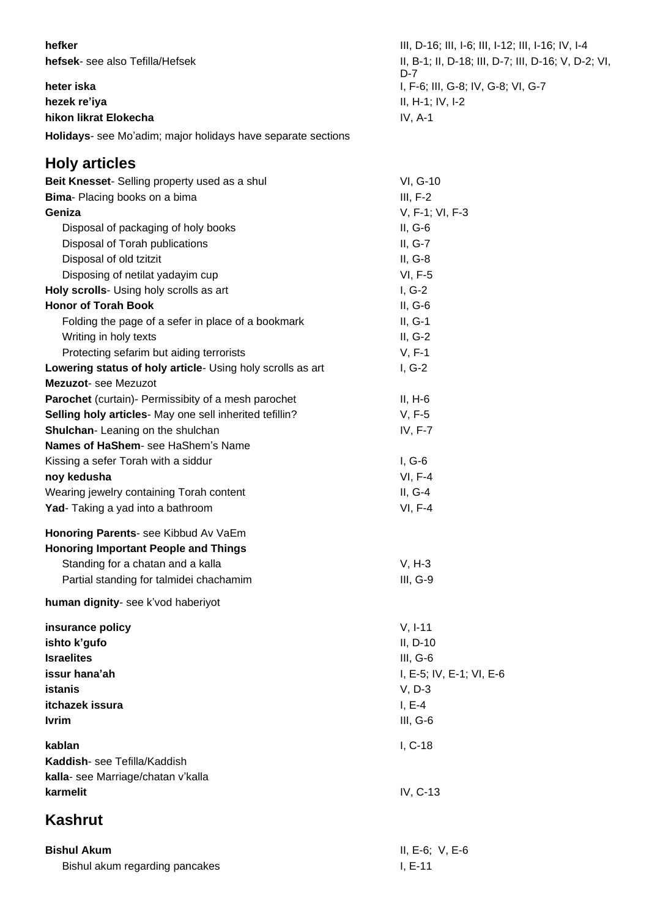**hefker** III, D-16; III, I-6; III, I-12; III, I-16; IV, I-4

**hefsek**- see also Tefilla/Hefsek II, B-1; II, D-18; III, D-7; III, D-16; V, D-2; VI, D-7

**heter iska** I, F-6; III, G-8; IV, G-8; VI, G-7

**hezek re'iya** II, H-1; IV, I-2

**hikon likrat Elokecha** IV, A-1

**Holidays**- see Mo'adim; major holidays have separate sections

## Holy articles

**Beit Knesset**- Selling property used as a shul VI, G-10

**Bima**- Placing books on a bima III, F-2

**Geniza** V, F-1; VI, F-3

- Disposal of packaging of holy books II, G-6
- Disposal of Torah publications II, G-7
- Disposal of old tzitzit II, G-8
- Disposing of netilat yadayim cup VI, F-5

**Holy scrolls**- Using holy scrolls as art I, G-2

**Honor of Torah Book** II, G-6

- Folding the page of a sefer in place of a bookmark II, G-1
- Writing in holy texts II, G-2
- Protecting sefarim but aiding terrorists V, F-1

**Lowering status of holy article**- Using holy scrolls as art I, G-2

**Mezuzot**- see Mezuzot

**Parochet** (curtain)- Permissibity of a mesh parochet II, H-6

**Selling holy articles**- May one sell inherited tefillin? V, F-5

**Shulchan**- Leaning on the shulchan IV, F-7

**Names of HaShem**- see HaShem's Name

Kissing a sefer Torah with a siddur I, G-6

**noy kedusha** VI, F-4

Wearing jewelry containing Torah content II, G-4

**Yad**- Taking a yad into a bathroom VI, F-4

**Honoring Parents**- see Kibbud Av VaEm

**Honoring Important People and Things**

- Standing for a chatan and a kalla V, H-3
- Partial standing for talmidei chachamim III, G-9

**human dignity**- see k'vod haberiyot

**insurance policy** V, I-11

**ishto k'gufo** II, D-10

**Israelites** III, G-6

**issur hana'ah** I, E-5; IV, E-1; VI, E-6

**istanis** V, D-3

**itchazek issura** I, E-4

**Ivrim** III, G-6

**kablan** I, C-18

**Kaddish**- see Tefilla/Kaddish

**kalla**- see Marriage/chatan v'kalla

**karmelit** IV, C-13

## Kashrut

**Bishul Akum** II, E-6; V, E-6

- Bishul akum regarding pancakes I, E-11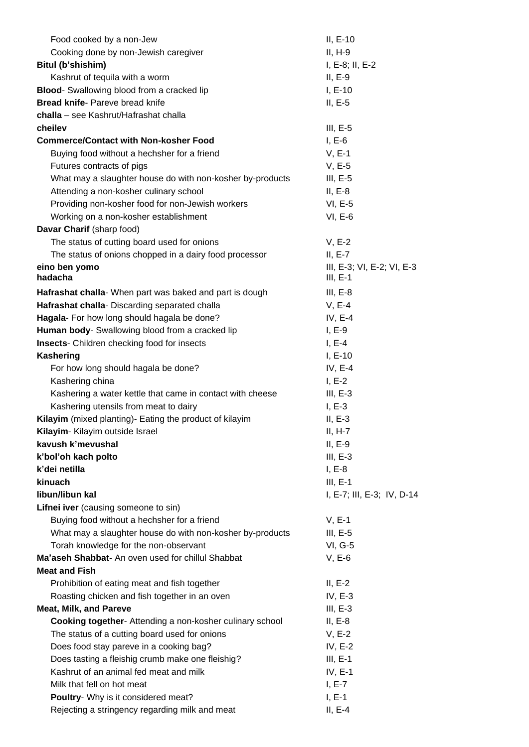| | |
|---|---|
| Food cooked by a non-Jew | II, E-10 |
| Cooking done by non-Jewish caregiver | II, H-9 |
| **Bitul (b'shishim)** | I, E-8; II, E-2 |
| Kashrut of tequila with a worm | II, E-9 |
| **Blood**- Swallowing blood from a cracked lip | I, E-10 |
| **Bread knife**- Pareve bread knife | II, E-5 |
| **challa** – see Kashrut/Hafrashat challa | |
| **cheilev** | III, E-5 |
| **Commerce/Contact with Non-kosher Food** | I, E-6 |
| Buying food without a hechsher for a friend | V, E-1 |
| Futures contracts of pigs | V, E-5 |
| What may a slaughter house do with non-kosher by-products | III, E-5 |
| Attending a non-kosher culinary school | II, E-8 |
| Providing non-kosher food for non-Jewish workers | VI, E-5 |
| Working on a non-kosher establishment | VI, E-6 |
| **Davar Charif** (sharp food) | |
| The status of cutting board used for onions | V, E-2 |
| The status of onions chopped in a dairy food processor | II, E-7 |
| **eino ben yomo** | III, E-3; VI, E-2; VI, E-3 |
| **hadacha** | III, E-1 |
| **Hafrashat challa**- When part was baked and part is dough | III, E-8 |
| **Hafrashat challa**- Discarding separated challa | V, E-4 |
| **Hagala**- For how long should hagala be done? | IV, E-4 |
| **Human body**- Swallowing blood from a cracked lip | I, E-9 |
| **Insects**- Children checking food for insects | I, E-4 |
| **Kashering** | I, E-10 |
| For how long should hagala be done? | IV, E-4 |
| Kashering china | I, E-2 |
| Kashering a water kettle that came in contact with cheese | III, E-3 |
| Kashering utensils from meat to dairy | I, E-3 |
| **Kilayim** (mixed planting)- Eating the product of kilayim | II, E-3 |
| **Kilayim**- Kilayim outside Israel | II, H-7 |
| **kavush k'mevushal** | II, E-9 |
| **k'bol'oh kach polto** | III, E-3 |
| **k'dei netilla** | I, E-8 |
| **kinuach** | III, E-1 |
| **libun/libun kal** | I, E-7; III, E-3; IV, D-14 |
| **Lifnei iver** (causing someone to sin) | |
| Buying food without a hechsher for a friend | V, E-1 |
| What may a slaughter house do with non-kosher by-products | III, E-5 |
| Torah knowledge for the non-observant | VI, G-5 |
| **Ma'aseh Shabbat**- An oven used for chillul Shabbat | V, E-6 |
| **Meat and Fish** | |
| Prohibition of eating meat and fish together | II, E-2 |
| Roasting chicken and fish together in an oven | IV, E-3 |
| **Meat, Milk, and Pareve** | III, E-3 |
| **Cooking together**- Attending a non-kosher culinary school | II, E-8 |
| The status of a cutting board used for onions | V, E-2 |
| Does food stay pareve in a cooking bag? | IV, E-2 |
| Does tasting a fleishig crumb make one fleishig? | III, E-1 |
| Kashrut of an animal fed meat and milk | IV, E-1 |
| Milk that fell on hot meat | I, E-7 |
| **Poultry**- Why is it considered meat? | I, E-1 |
| Rejecting a stringency regarding milk and meat | II, E-4 |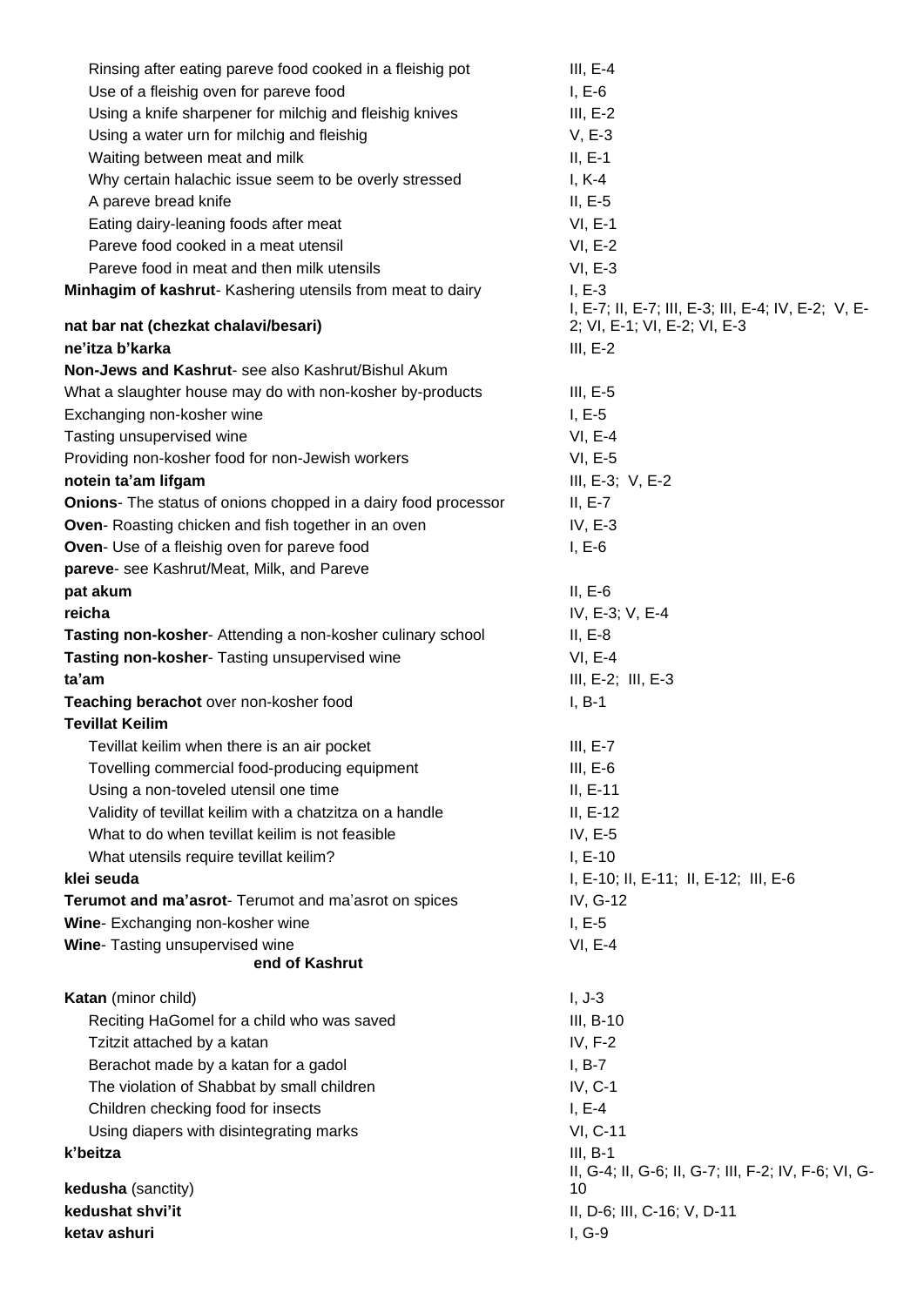| | |
|---|---|
| Rinsing after eating pareve food cooked in a fleishig pot | III, E-4 |
| Use of a fleishig oven for pareve food | I, E-6 |
| Using a knife sharpener for milchig and fleishig knives | III, E-2 |
| Using a water urn for milchig and fleishig | V, E-3 |
| Waiting between meat and milk | II, E-1 |
| Why certain halachic issue seem to be overly stressed | I, K-4 |
| A pareve bread knife | II, E-5 |
| Eating dairy-leaning foods after meat | VI, E-1 |
| Pareve food cooked in a meat utensil | VI, E-2 |
| Pareve food in meat and then milk utensils | VI, E-3 |
| **Minhagim of kashrut**- Kashering utensils from meat to dairy | I, E-3 |
| **nat bar nat (chezkat chalavi/besari)** | I, E-7; II, E-7; III, E-3; III, E-4; IV, E-2; V, E-2; VI, E-1; VI, E-2; VI, E-3 |
| **ne'itza b'karka** | III, E-2 |
| **Non-Jews and Kashrut**- see also Kashrut/Bishul Akum | |
| What a slaughter house may do with non-kosher by-products | III, E-5 |
| Exchanging non-kosher wine | I, E-5 |
| Tasting unsupervised wine | VI, E-4 |
| Providing non-kosher food for non-Jewish workers | VI, E-5 |
| **notein ta'am lifgam** | III, E-3; V, E-2 |
| **Onions**- The status of onions chopped in a dairy food processor | II, E-7 |
| **Oven**- Roasting chicken and fish together in an oven | IV, E-3 |
| **Oven**- Use of a fleishig oven for pareve food | I, E-6 |
| **pareve**- see Kashrut/Meat, Milk, and Pareve | |
| **pat akum** | II, E-6 |
| **reicha** | IV, E-3; V, E-4 |
| **Tasting non-kosher**- Attending a non-kosher culinary school | II, E-8 |
| **Tasting non-kosher**- Tasting unsupervised wine | VI, E-4 |
| **ta'am** | III, E-2; III, E-3 |
| **Teaching berachot** over non-kosher food | I, B-1 |
| **Tevillat Keilim** | |
| Tevillat keilim when there is an air pocket | III, E-7 |
| Tovelling commercial food-producing equipment | III, E-6 |
| Using a non-toveled utensil one time | II, E-11 |
| Validity of tevillat keilim with a chatzitza on a handle | II, E-12 |
| What to do when tevillat keilim is not feasible | IV, E-5 |
| What utensils require tevillat keilim? | I, E-10 |
| **klei seuda** | I, E-10; II, E-11; II, E-12; III, E-6 |
| **Terumot and ma'asrot**- Terumot and ma'asrot on spices | IV, G-12 |
| **Wine**- Exchanging non-kosher wine | I, E-5 |
| **Wine**- Tasting unsupervised wine | VI, E-4 |
| **end of Kashrut** | |
| **Katan** (minor child) | I, J-3 |
| Reciting HaGomel for a child who was saved | III, B-10 |
| Tzitzit attached by a katan | IV, F-2 |
| Berachot made by a katan for a gadol | I, B-7 |
| The violation of Shabbat by small children | IV, C-1 |
| Children checking food for insects | I, E-4 |
| Using diapers with disintegrating marks | VI, C-11 |
| **k'beitza** | III, B-1 |
| **kedusha** (sanctity) | II, G-4; II, G-6; II, G-7; III, F-2; IV, F-6; VI, G-10 |
| **kedushat shvi'it** | II, D-6; III, C-16; V, D-11 |
| **ketav ashuri** | I, G-9 |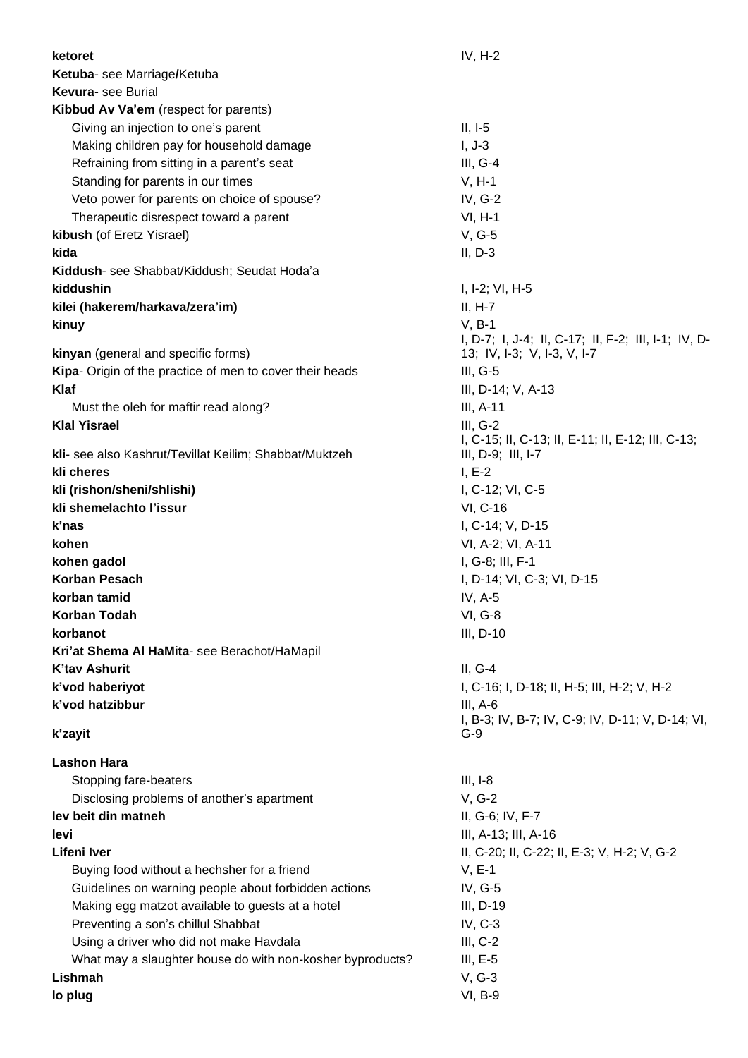**ketoret** IV, H-2
**Ketuba**- see Marriage**/**Ketuba
**Kevura**- see Burial
**Kibbud Av Va'em** (respect for parents)
- Giving an injection to one's parent II, I-5
- Making children pay for household damage I, J-3
- Refraining from sitting in a parent's seat III, G-4
- Standing for parents in our times V, H-1
- Veto power for parents on choice of spouse? IV, G-2
- Therapeutic disrespect toward a parent VI, H-1

**kibush** (of Eretz Yisrael) V, G-5
**kida** II, D-3
**Kiddush**- see Shabbat/Kiddush; Seudat Hoda'a
**kiddushin** I, I-2; VI, H-5
**kilei (hakerem/harkava/zera'im)** II, H-7
**kinuy** V, B-1
**kinyan** (general and specific forms) I, D-7; I, J-4; II, C-17; II, F-2; III, I-1; IV, D-13; IV, I-3; V, I-3, V, I-7
**Kipa**- Origin of the practice of men to cover their heads III, G-5
**Klaf** III, D-14; V, A-13
- Must the oleh for maftir read along? III, A-11

**Klal Yisrael** III, G-2
**kli**- see also Kashrut/Tevillat Keilim; Shabbat/Muktzeh I, C-15; II, C-13; II, E-11; II, E-12; III, C-13; III, D-9; III, I-7
**kli cheres** I, E-2
**kli (rishon/sheni/shlishi)** I, C-12; VI, C-5
**kli shemelachto l'issur** VI, C-16
**k'nas** I, C-14; V, D-15
**kohen** VI, A-2; VI, A-11
**kohen gadol** I, G-8; III, F-1
**Korban Pesach** I, D-14; VI, C-3; VI, D-15
**korban tamid** IV, A-5
**Korban Todah** VI, G-8
**korbanot** III, D-10
**Kri'at Shema Al HaMita**- see Berachot/HaMapil
**K'tav Ashurit** II, G-4
**k'vod haberiyot** I, C-16; I, D-18; II, H-5; III, H-2; V, H-2
**k'vod hatzibbur** III, A-6
**k'zayit** I, B-3; IV, B-7; IV, C-9; IV, D-11; V, D-14; VI, G-9

**Lashon Hara**
- Stopping fare-beaters III, I-8
- Disclosing problems of another's apartment V, G-2

**lev beit din matneh** II, G-6; IV, F-7
**levi** III, A-13; III, A-16
**Lifeni Iver** II, C-20; II, C-22; II, E-3; V, H-2; V, G-2
- Buying food without a hechsher for a friend V, E-1
- Guidelines on warning people about forbidden actions IV, G-5
- Making egg matzot available to guests at a hotel III, D-19
- Preventing a son's chillul Shabbat IV, C-3
- Using a driver who did not make Havdala III, C-2
- What may a slaughter house do with non-kosher byproducts? III, E-5

**Lishmah** V, G-3
**lo plug** VI, B-9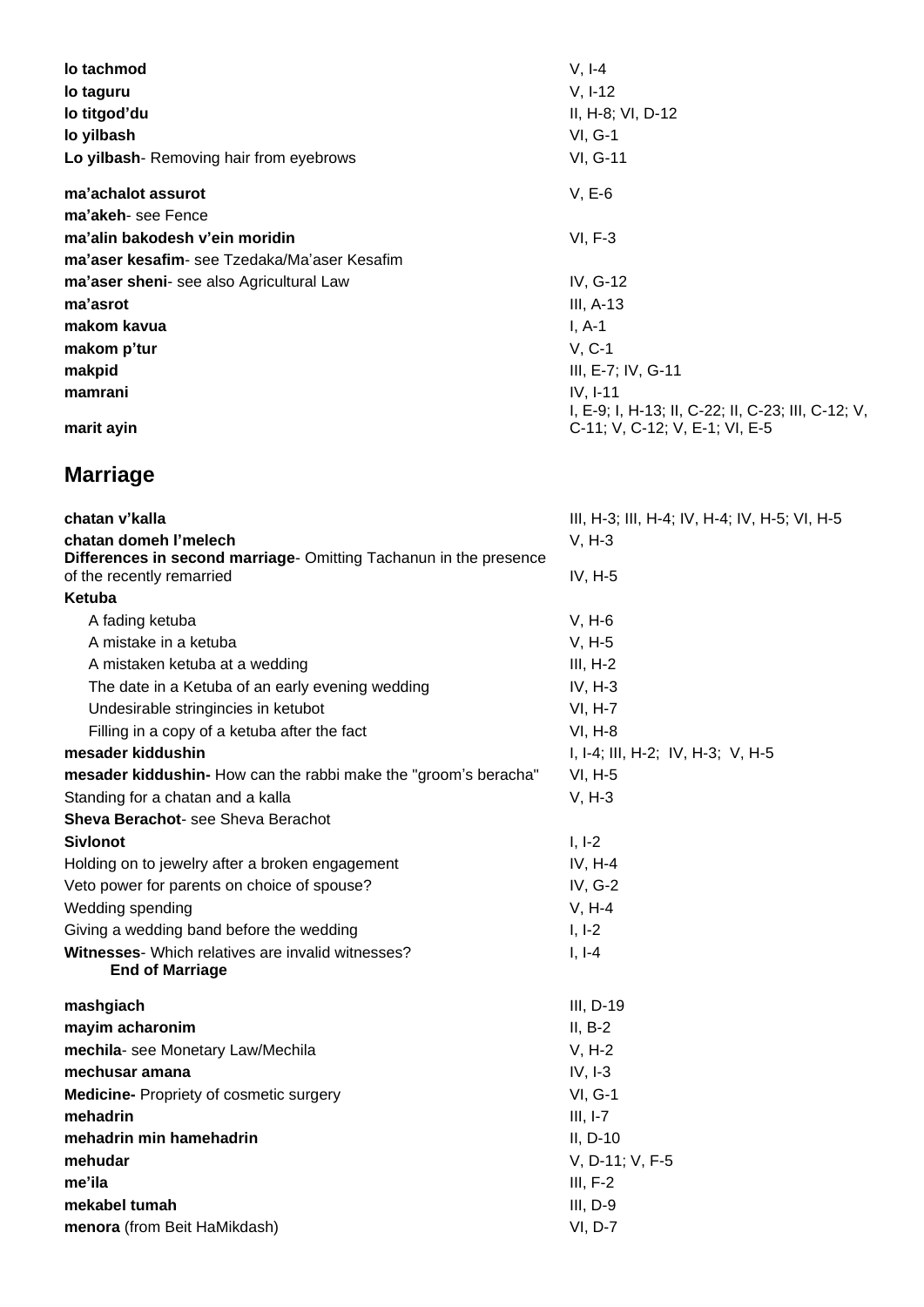| | |
|---|---|
| **lo tachmod** | V, I-4 |
| **lo taguru** | V, I-12 |
| **lo titgod'du** | II, H-8; VI, D-12 |
| **lo yilbash** | VI, G-1 |
| **Lo yilbash**- Removing hair from eyebrows | VI, G-11 |
| **ma'achalot assurot** | V, E-6 |
| **ma'akeh**- see Fence | |
| **ma'alin bakodesh v'ein moridin** | VI, F-3 |
| **ma'aser kesafim**- see Tzedaka/Ma'aser Kesafim | |
| **ma'aser sheni**- see also Agricultural Law | IV, G-12 |
| **ma'asrot** | III, A-13 |
| **makom kavua** | I, A-1 |
| **makom p'tur** | V, C-1 |
| **makpid** | III, E-7; IV, G-11 |
| **mamrani** | IV, I-11 |
| **marit ayin** | I, E-9; I, H-13; II, C-22; II, C-23; III, C-12; V, C-11; V, C-12; V, E-1; VI, E-5 |

## Marriage

| | |
|---|---|
| **chatan v'kalla** | III, H-3; III, H-4; IV, H-4; IV, H-5; VI, H-5 |
| **chatan domeh l'melech** | V, H-3 |
| **Differences in second marriage**- Omitting Tachanun in the presence of the recently remarried | IV, H-5 |
| **Ketuba** | |
| A fading ketuba | V, H-6 |
| A mistake in a ketuba | V, H-5 |
| A mistaken ketuba at a wedding | III, H-2 |
| The date in a Ketuba of an early evening wedding | IV, H-3 |
| Undesirable stringincies in ketubot | VI, H-7 |
| Filling in a copy of a ketuba after the fact | VI, H-8 |
| **mesader kiddushin** | I, I-4; III, H-2; IV, H-3; V, H-5 |
| **mesader kiddushin-** How can the rabbi make the "groom's beracha" | VI, H-5 |
| Standing for a chatan and a kalla | V, H-3 |
| **Sheva Berachot**- see Sheva Berachot | |
| **Sivlonot** | I, I-2 |
| Holding on to jewelry after a broken engagement | IV, H-4 |
| Veto power for parents on choice of spouse? | IV, G-2 |
| Wedding spending | V, H-4 |
| Giving a wedding band before the wedding | I, I-2 |
| **Witnesses**- Which relatives are invalid witnesses? | I, I-4 |

**End of Marriage**

| | |
|---|---|
| **mashgiach** | III, D-19 |
| **mayim acharonim** | II, B-2 |
| **mechila**- see Monetary Law/Mechila | V, H-2 |
| **mechusar amana** | IV, I-3 |
| **Medicine-** Propriety of cosmetic surgery | VI, G-1 |
| **mehadrin** | III, I-7 |
| **mehadrin min hamehadrin** | II, D-10 |
| **mehudar** | V, D-11; V, F-5 |
| **me'ila** | III, F-2 |
| **mekabel tumah** | III, D-9 |
| **menora** (from Beit HaMikdash) | VI, D-7 |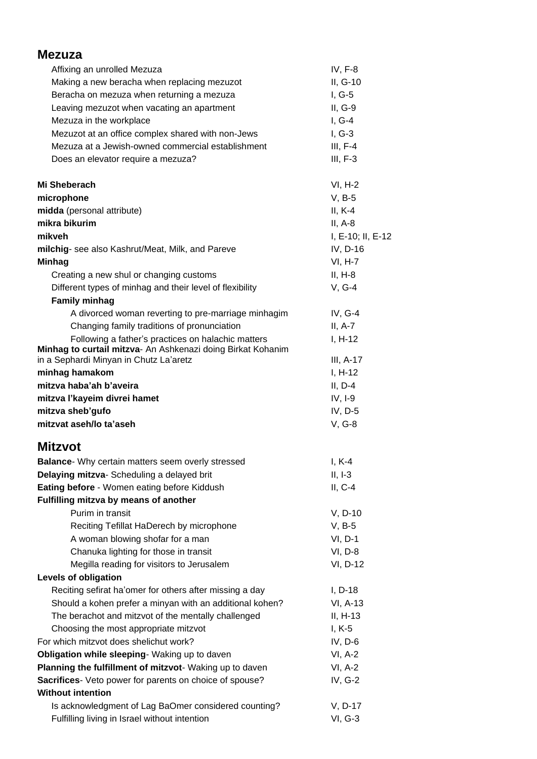## Mezuza

| | |
|---|---|
| Affixing an unrolled Mezuza | IV, F-8 |
| Making a new beracha when replacing mezuzot | II, G-10 |
| Beracha on mezuza when returning a mezuza | I, G-5 |
| Leaving mezuzot when vacating an apartment | II, G-9 |
| Mezuza in the workplace | I, G-4 |
| Mezuzot at an office complex shared with non-Jews | I, G-3 |
| Mezuza at a Jewish-owned commercial establishment | III, F-4 |
| Does an elevator require a mezuza? | III, F-3 |

| | |
|---|---|
| **Mi Sheberach** | VI, H-2 |
| **microphone** | V, B-5 |
| **midda** (personal attribute) | II, K-4 |
| **mikra bikurim** | II, A-8 |
| **mikveh** | I, E-10; II, E-12 |
| **milchig**- see also Kashrut/Meat, Milk, and Pareve | IV, D-16 |
| **Minhag** | VI, H-7 |
| Creating a new shul or changing customs | II, H-8 |
| Different types of minhag and their level of flexibility | V, G-4 |
| **Family minhag** | |
| A divorced woman reverting to pre-marriage minhagim | IV, G-4 |
| Changing family traditions of pronunciation | II, A-7 |
| Following a father's practices on halachic matters | I, H-12 |
| **Minhag to curtail mitzva**- An Ashkenazi doing Birkat Kohanim in a Sephardi Minyan in Chutz La'aretz | III, A-17 |
| **minhag hamakom** | I, H-12 |
| **mitzva haba'ah b'aveira** | II, D-4 |
| **mitzva l'kayeim divrei hamet** | IV, I-9 |
| **mitzva sheb'gufo** | IV, D-5 |
| **mitzvat aseh/lo ta'aseh** | V, G-8 |

## Mitzvot

| | |
|---|---|
| **Balance**- Why certain matters seem overly stressed | I, K-4 |
| **Delaying mitzva**- Scheduling a delayed brit | II, I-3 |
| **Eating before** - Women eating before Kiddush | II, C-4 |
| **Fulfilling mitzva by means of another** | |
| Purim in transit | V, D-10 |
| Reciting Tefillat HaDerech by microphone | V, B-5 |
| A woman blowing shofar for a man | VI, D-1 |
| Chanuka lighting for those in transit | VI, D-8 |
| Megilla reading for visitors to Jerusalem | VI, D-12 |
| **Levels of obligation** | |
| Reciting sefirat ha'omer for others after missing a day | I, D-18 |
| Should a kohen prefer a minyan with an additional kohen? | VI, A-13 |
| The berachot and mitzvot of the mentally challenged | II, H-13 |
| Choosing the most appropriate mitzvot | I, K-5 |
| For which mitzvot does shelichut work? | IV, D-6 |
| **Obligation while sleeping**- Waking up to daven | VI, A-2 |
| **Planning the fulfillment of mitzvot**- Waking up to daven | VI, A-2 |
| **Sacrifices**- Veto power for parents on choice of spouse? | IV, G-2 |
| **Without intention** | |
| Is acknowledgment of Lag BaOmer considered counting? | V, D-17 |
| Fulfilling living in Israel without intention | VI, G-3 |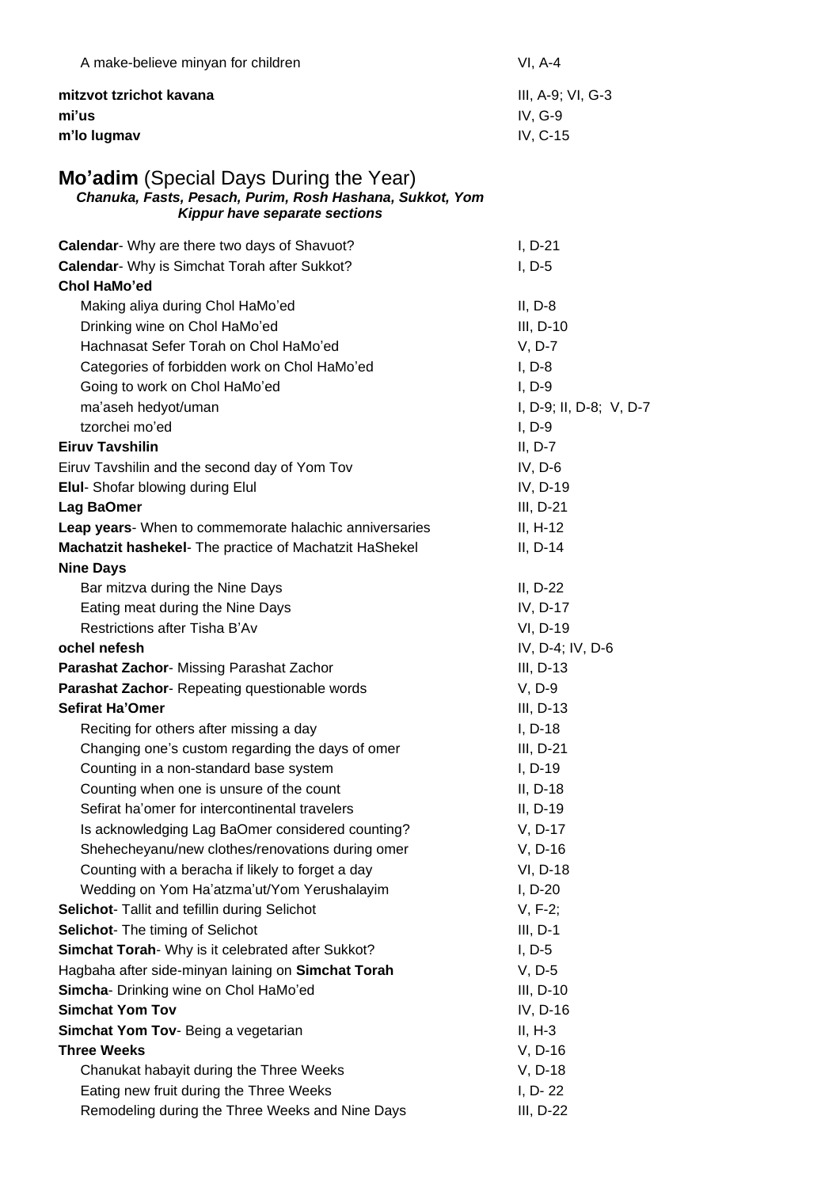| | |
|---|---|
| A make-believe minyan for children | VI, A-4 |
| **mitzvot tzrichot kavana** | III, A-9; VI, G-3 |
| **mi'us** | IV, G-9 |
| **m'lo lugmav** | IV, C-15 |

## Mo'adim (Special Days During the Year)

***Chanuka, Fasts, Pesach, Purim, Rosh Hashana, Sukkot, Yom Kippur have separate sections***

| | |
|---|---|
| **Calendar**- Why are there two days of Shavuot? | I, D-21 |
| **Calendar**- Why is Simchat Torah after Sukkot? | I, D-5 |
| **Chol HaMo'ed** | |
| Making aliya during Chol HaMo'ed | II, D-8 |
| Drinking wine on Chol HaMo'ed | III, D-10 |
| Hachnasat Sefer Torah on Chol HaMo'ed | V, D-7 |
| Categories of forbidden work on Chol HaMo'ed | I, D-8 |
| Going to work on Chol HaMo'ed | I, D-9 |
| ma'aseh hedyot/uman | I, D-9; II, D-8; V, D-7 |
| tzorchei mo'ed | I, D-9 |
| **Eiruv Tavshilin** | II, D-7 |
| Eiruv Tavshilin and the second day of Yom Tov | IV, D-6 |
| **Elul**- Shofar blowing during Elul | IV, D-19 |
| **Lag BaOmer** | III, D-21 |
| **Leap years**- When to commemorate halachic anniversaries | II, H-12 |
| **Machatzit hashekel**- The practice of Machatzit HaShekel | II, D-14 |
| **Nine Days** | |
| Bar mitzva during the Nine Days | II, D-22 |
| Eating meat during the Nine Days | IV, D-17 |
| Restrictions after Tisha B'Av | VI, D-19 |
| **ochel nefesh** | IV, D-4; IV, D-6 |
| **Parashat Zachor**- Missing Parashat Zachor | III, D-13 |
| **Parashat Zachor**- Repeating questionable words | V, D-9 |
| **Sefirat Ha'Omer** | III, D-13 |
| Reciting for others after missing a day | I, D-18 |
| Changing one's custom regarding the days of omer | III, D-21 |
| Counting in a non-standard base system | I, D-19 |
| Counting when one is unsure of the count | II, D-18 |
| Sefirat ha'omer for intercontinental travelers | II, D-19 |
| Is acknowledging Lag BaOmer considered counting? | V, D-17 |
| Shehecheyanu/new clothes/renovations during omer | V, D-16 |
| Counting with a beracha if likely to forget a day | VI, D-18 |
| Wedding on Yom Ha'atzma'ut/Yom Yerushalayim | I, D-20 |
| **Selichot**- Tallit and tefillin during Selichot | V, F-2; |
| **Selichot**- The timing of Selichot | III, D-1 |
| **Simchat Torah**- Why is it celebrated after Sukkot? | I, D-5 |
| Hagbaha after side-minyan laining on **Simchat Torah** | V, D-5 |
| **Simcha**- Drinking wine on Chol HaMo'ed | III, D-10 |
| **Simchat Yom Tov** | IV, D-16 |
| **Simchat Yom Tov**- Being a vegetarian | II, H-3 |
| **Three Weeks** | V, D-16 |
| Chanukat habayit during the Three Weeks | V, D-18 |
| Eating new fruit during the Three Weeks | I, D- 22 |
| Remodeling during the Three Weeks and Nine Days | III, D-22 |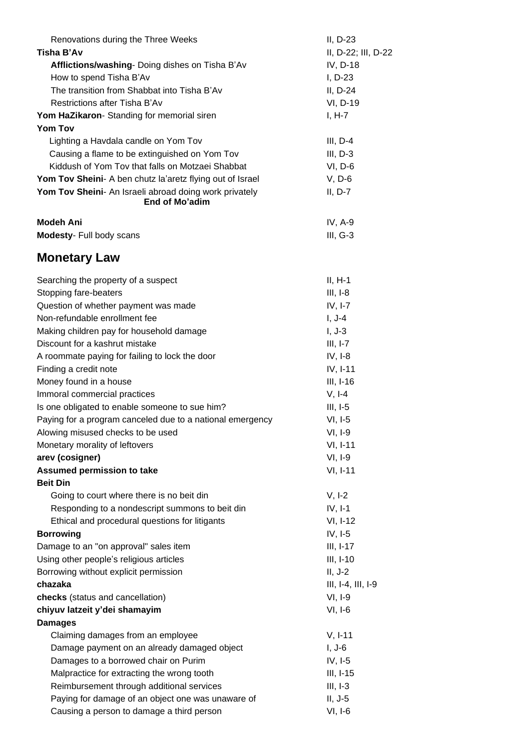| | |
|---|---|
| Renovations during the Three Weeks | II, D-23 |
| **Tisha B'Av** | II, D-22; III, D-22 |
| **Afflictions/washing**- Doing dishes on Tisha B'Av | IV, D-18 |
| How to spend Tisha B'Av | I, D-23 |
| The transition from Shabbat into Tisha B'Av | II, D-24 |
| Restrictions after Tisha B'Av | VI, D-19 |
| **Yom HaZikaron**- Standing for memorial siren | I, H-7 |
| **Yom Tov** | |
| Lighting a Havdala candle on Yom Tov | III, D-4 |
| Causing a flame to be extinguished on Yom Tov | III, D-3 |
| Kiddush of Yom Tov that falls on Motzaei Shabbat | VI, D-6 |
| **Yom Tov Sheini**- A ben chutz la'aretz flying out of Israel | V, D-6 |
| **Yom Tov Sheini**- An Israeli abroad doing work privately | II, D-7 |

**End of Mo'adim**

| | |
|---|---|
| **Modeh Ani** | IV, A-9 |
| **Modesty**- Full body scans | III, G-3 |

## Monetary Law

| | |
|---|---|
| Searching the property of a suspect | II, H-1 |
| Stopping fare-beaters | III, I-8 |
| Question of whether payment was made | IV, I-7 |
| Non-refundable enrollment fee | I, J-4 |
| Making children pay for household damage | I, J-3 |
| Discount for a kashrut mistake | III, I-7 |
| A roommate paying for failing to lock the door | IV, I-8 |
| Finding a credit note | IV, I-11 |
| Money found in a house | III, I-16 |
| Immoral commercial practices | V, I-4 |
| Is one obligated to enable someone to sue him? | III, I-5 |
| Paying for a program canceled due to a national emergency | VI, I-5 |
| Alowing misused checks to be used | VI, I-9 |
| Monetary morality of leftovers | VI, I-11 |
| **arev (cosigner)** | VI, I-9 |
| **Assumed permission to take** | VI, I-11 |
| **Beit Din** | |
| Going to court where there is no beit din | V, I-2 |
| Responding to a nondescript summons to beit din | IV, I-1 |
| Ethical and procedural questions for litigants | VI, I-12 |
| **Borrowing** | IV, I-5 |
| Damage to an "on approval" sales item | III, I-17 |
| Using other people's religious articles | III, I-10 |
| Borrowing without explicit permission | II, J-2 |
| **chazaka** | III, I-4, III, I-9 |
| **checks** (status and cancellation) | VI, I-9 |
| **chiyuv latzeit y'dei shamayim** | VI, I-6 |
| **Damages** | |
| Claiming damages from an employee | V, I-11 |
| Damage payment on an already damaged object | I, J-6 |
| Damages to a borrowed chair on Purim | IV, I-5 |
| Malpractice for extracting the wrong tooth | III, I-15 |
| Reimbursement through additional services | III, I-3 |
| Paying for damage of an object one was unaware of | II, J-5 |
| Causing a person to damage a third person | VI, I-6 |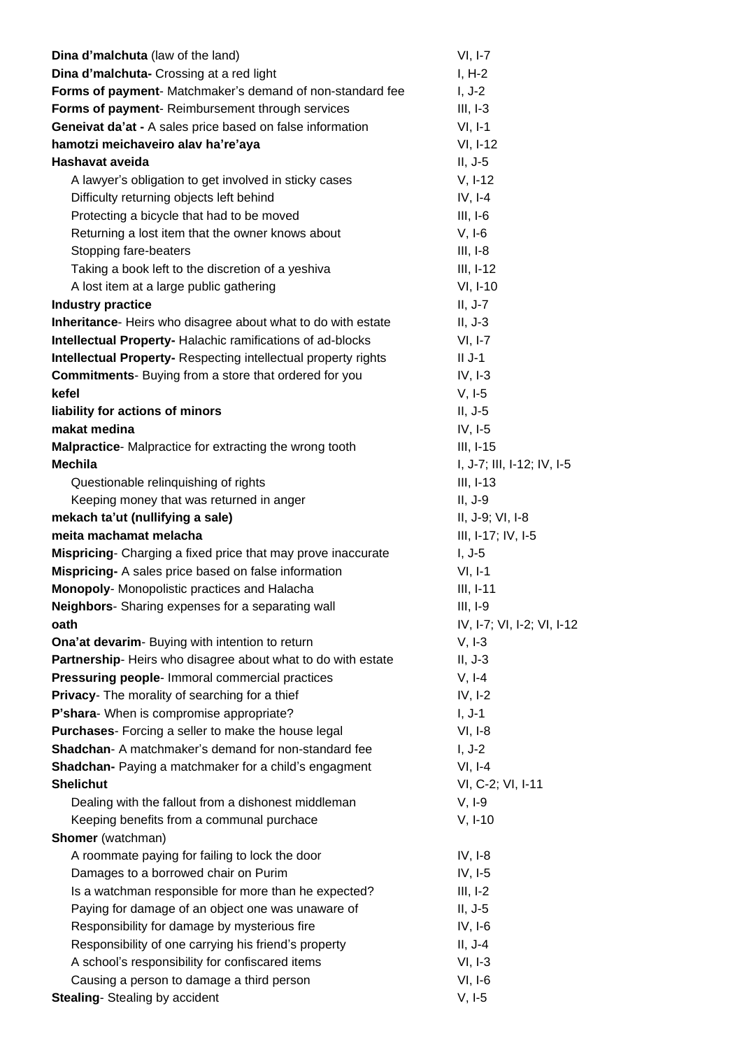**Dina d'malchuta** (law of the land) VI, I-7
**Dina d'malchuta-** Crossing at a red light I, H-2
**Forms of payment**- Matchmaker's demand of non-standard fee I, J-2
**Forms of payment**- Reimbursement through services III, I-3
**Geneivat da'at -** A sales price based on false information VI, I-1
**hamotzi meichaveiro alav ha're'aya** VI, I-12
**Hashavat aveida** II, J-5
- A lawyer's obligation to get involved in sticky cases V, I-12
- Difficulty returning objects left behind IV, I-4
- Protecting a bicycle that had to be moved III, I-6
- Returning a lost item that the owner knows about V, I-6
- Stopping fare-beaters III, I-8
- Taking a book left to the discretion of a yeshiva III, I-12
- A lost item at a large public gathering VI, I-10

**Industry practice** II, J-7
**Inheritance**- Heirs who disagree about what to do with estate II, J-3
**Intellectual Property-** Halachic ramifications of ad-blocks VI, I-7
**Intellectual Property-** Respecting intellectual property rights II J-1
**Commitments**- Buying from a store that ordered for you IV, I-3
**kefel** V, I-5
**liability for actions of minors** II, J-5
**makat medina** IV, I-5
**Malpractice**- Malpractice for extracting the wrong tooth III, I-15
**Mechila** I, J-7; III, I-12; IV, I-5
- Questionable relinquishing of rights III, I-13
- Keeping money that was returned in anger II, J-9

**mekach ta'ut (nullifying a sale)** II, J-9; VI, I-8
**meita machamat melacha** III, I-17; IV, I-5
**Mispricing**- Charging a fixed price that may prove inaccurate I, J-5
**Mispricing-** A sales price based on false information VI, I-1
**Monopoly**- Monopolistic practices and Halacha III, I-11
**Neighbors**- Sharing expenses for a separating wall III, I-9
**oath** IV, I-7; VI, I-2; VI, I-12
**Ona'at devarim**- Buying with intention to return V, I-3
**Partnership**- Heirs who disagree about what to do with estate II, J-3
**Pressuring people**- Immoral commercial practices V, I-4
**Privacy**- The morality of searching for a thief IV, I-2
**P'shara**- When is compromise appropriate? I, J-1
**Purchases**- Forcing a seller to make the house legal VI, I-8
**Shadchan**- A matchmaker's demand for non-standard fee I, J-2
**Shadchan-** Paying a matchmaker for a child's engagment VI, I-4
**Shelichut** VI, C-2; VI, I-11
- Dealing with the fallout from a dishonest middleman V, I-9
- Keeping benefits from a communal purchace V, I-10

**Shomer** (watchman)
- A roommate paying for failing to lock the door IV, I-8
- Damages to a borrowed chair on Purim IV, I-5
- Is a watchman responsible for more than he expected? III, I-2
- Paying for damage of an object one was unaware of II, J-5
- Responsibility for damage by mysterious fire IV, I-6
- Responsibility of one carrying his friend's property II, J-4
- A school's responsibility for confiscared items VI, I-3
- Causing a person to damage a third person VI, I-6

**Stealing**- Stealing by accident V, I-5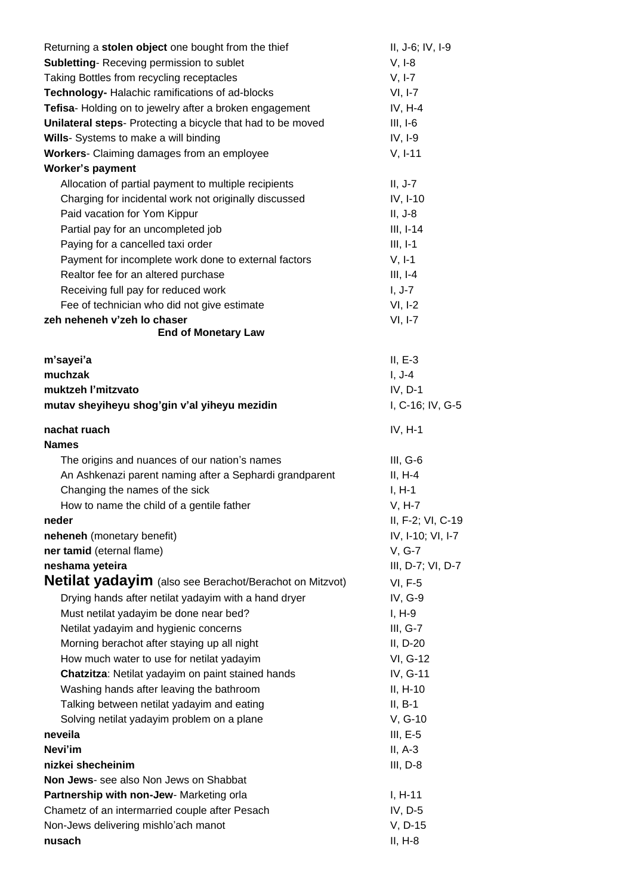| | |
|---|---|
| Returning a **stolen object** one bought from the thief | II, J-6; IV, I-9 |
| **Subletting**- Receving permission to sublet | V, I-8 |
| Taking Bottles from recycling receptacles | V, I-7 |
| **Technology-** Halachic ramifications of ad-blocks | VI, I-7 |
| **Tefisa**- Holding on to jewelry after a broken engagement | IV, H-4 |
| **Unilateral steps**- Protecting a bicycle that had to be moved | III, I-6 |
| **Wills**- Systems to make a will binding | IV, I-9 |
| **Workers**- Claiming damages from an employee | V, I-11 |
| **Worker's payment** | |
| Allocation of partial payment to multiple recipients | II, J-7 |
| Charging for incidental work not originally discussed | IV, I-10 |
| Paid vacation for Yom Kippur | II, J-8 |
| Partial pay for an uncompleted job | III, I-14 |
| Paying for a cancelled taxi order | III, I-1 |
| Payment for incomplete work done to external factors | V, I-1 |
| Realtor fee for an altered purchase | III, I-4 |
| Receiving full pay for reduced work | I, J-7 |
| Fee of technician who did not give estimate | VI, I-2 |
| **zeh neheneh v'zeh lo chaser** | VI, I-7 |

**End of Monetary Law**

| | |
|---|---|
| **m'sayei'a** | II, E-3 |
| **muchzak** | I, J-4 |
| **muktzeh l'mitzvato** | IV, D-1 |
| **mutav sheyiheyu shog'gin v'al yiheyu mezidin** | I, C-16; IV, G-5 |
| **nachat ruach** | IV, H-1 |
| **Names** | |
| The origins and nuances of our nation's names | III, G-6 |
| An Ashkenazi parent naming after a Sephardi grandparent | II, H-4 |
| Changing the names of the sick | I, H-1 |
| How to name the child of a gentile father | V, H-7 |
| **neder** | II, F-2; VI, C-19 |
| **neheneh** (monetary benefit) | IV, I-10; VI, I-7 |
| **ner tamid** (eternal flame) | V, G-7 |
| **neshama yeteira** | III, D-7; VI, D-7 |
| **Netilat yadayim** (also see Berachot/Berachot on Mitzvot) | VI, F-5 |
| Drying hands after netilat yadayim with a hand dryer | IV, G-9 |
| Must netilat yadayim be done near bed? | I, H-9 |
| Netilat yadayim and hygienic concerns | III, G-7 |
| Morning berachot after staying up all night | II, D-20 |
| How much water to use for netilat yadayim | VI, G-12 |
| **Chatzitza**: Netilat yadayim on paint stained hands | IV, G-11 |
| Washing hands after leaving the bathroom | II, H-10 |
| Talking between netilat yadayim and eating | II, B-1 |
| Solving netilat yadayim problem on a plane | V, G-10 |
| **neveila** | III, E-5 |
| **Nevi'im** | II, A-3 |
| **nizkei shecheinim** | III, D-8 |
| **Non Jews**- see also Non Jews on Shabbat | |
| **Partnership with non-Jew**- Marketing orla | I, H-11 |
| Chametz of an intermarried couple after Pesach | IV, D-5 |
| Non-Jews delivering mishlo'ach manot | V, D-15 |
| **nusach** | II, H-8 |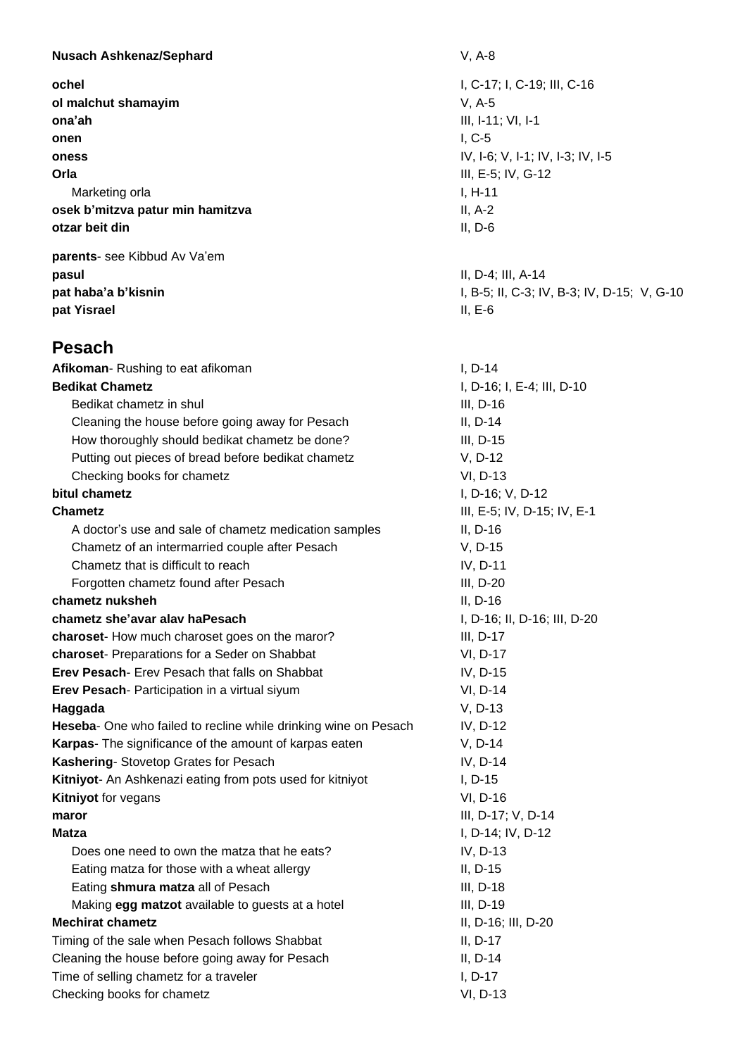**Nusach Ashkenaz/Sephard** V, A-8

**ochel** I, C-17; I, C-19; III, C-16
**ol malchut shamayim** V, A-5
**ona'ah** III, I-11; VI, I-1
**onen** I, C-5
**oness** IV, I-6; V, I-1; IV, I-3; IV, I-5
**Orla** III, E-5; IV, G-12
  Marketing orla I, H-11
**osek b'mitzva patur min hamitzva** II, A-2
**otzar beit din** II, D-6

**parents**- see Kibbud Av Va'em
**pasul** II, D-4; III, A-14
**pat haba'a b'kisnin** I, B-5; II, C-3; IV, B-3; IV, D-15; V, G-10
**pat Yisrael** II, E-6

## Pesach

**Afikoman**- Rushing to eat afikoman I, D-14
**Bedikat Chametz** I, D-16; I, E-4; III, D-10
  Bedikat chametz in shul III, D-16
  Cleaning the house before going away for Pesach II, D-14
  How thoroughly should bedikat chametz be done? III, D-15
  Putting out pieces of bread before bedikat chametz V, D-12
  Checking books for chametz VI, D-13
**bitul chametz** I, D-16; V, D-12
**Chametz** III, E-5; IV, D-15; IV, E-1
  A doctor's use and sale of chametz medication samples II, D-16
  Chametz of an intermarried couple after Pesach V, D-15
  Chametz that is difficult to reach IV, D-11
  Forgotten chametz found after Pesach III, D-20
**chametz nuksheh** II, D-16
**chametz she'avar alav haPesach** I, D-16; II, D-16; III, D-20
**charoset**- How much charoset goes on the maror? III, D-17
**charoset**- Preparations for a Seder on Shabbat VI, D-17
**Erev Pesach**- Erev Pesach that falls on Shabbat IV, D-15
**Erev Pesach**- Participation in a virtual siyum VI, D-14
**Haggada** V, D-13
**Heseba**- One who failed to recline while drinking wine on Pesach IV, D-12
**Karpas**- The significance of the amount of karpas eaten V, D-14
**Kashering**- Stovetop Grates for Pesach IV, D-14
**Kitniyot**- An Ashkenazi eating from pots used for kitniyot I, D-15
**Kitniyot** for vegans VI, D-16
**maror** III, D-17; V, D-14
**Matza** I, D-14; IV, D-12
  Does one need to own the matza that he eats? IV, D-13
  Eating matza for those with a wheat allergy II, D-15
  Eating **shmura matza** all of Pesach III, D-18
  Making **egg matzot** available to guests at a hotel III, D-19
**Mechirat chametz** II, D-16; III, D-20
Timing of the sale when Pesach follows Shabbat II, D-17
Cleaning the house before going away for Pesach II, D-14
Time of selling chametz for a traveler I, D-17
Checking books for chametz VI, D-13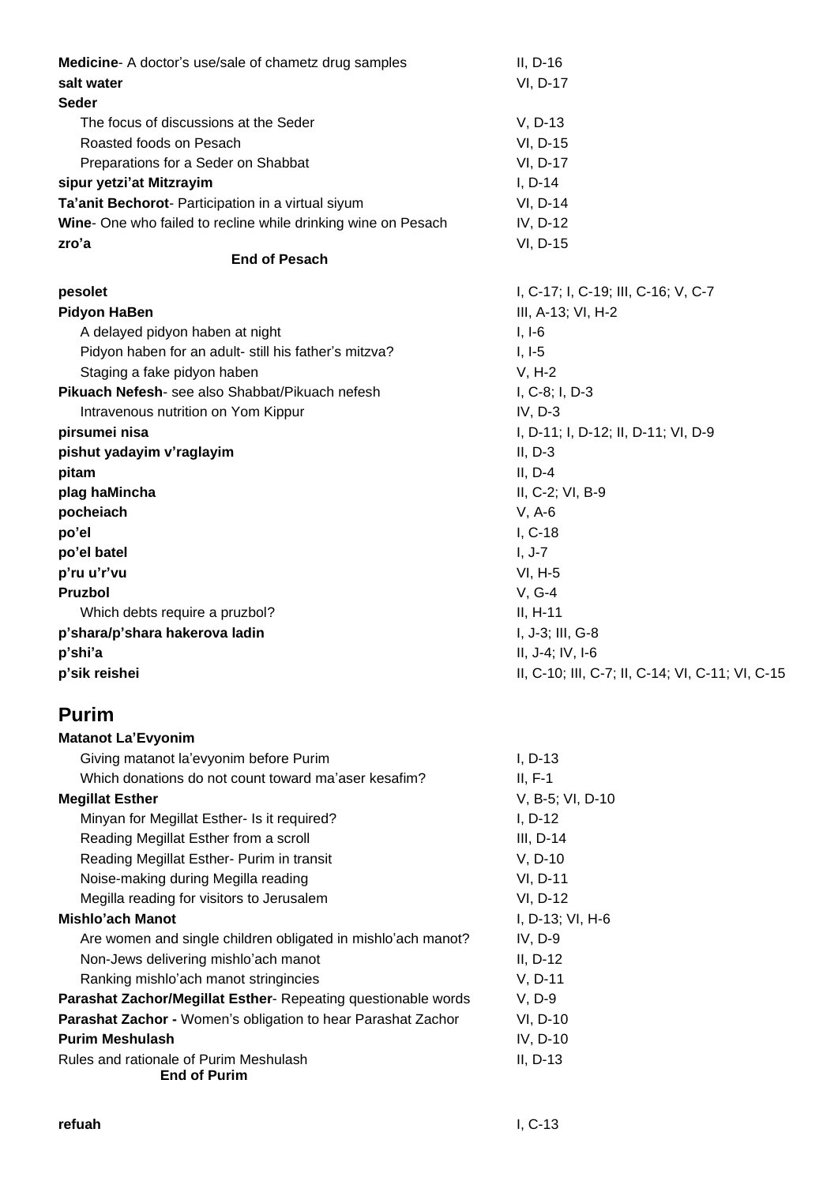**Medicine**- A doctor's use/sale of chametz drug samples II, D-16

**salt water** VI, D-17

**Seder**

- The focus of discussions at the Seder V, D-13
- Roasted foods on Pesach VI, D-15
- Preparations for a Seder on Shabbat VI, D-17

**sipur yetzi'at Mitzrayim** I, D-14

**Ta'anit Bechorot**- Participation in a virtual siyum VI, D-14

**Wine**- One who failed to recline while drinking wine on Pesach IV, D-12

**zro'a** VI, D-15

**End of Pesach**

**pesolet** I, C-17; I, C-19; III, C-16; V, C-7

**Pidyon HaBen** III, A-13; VI, H-2

- A delayed pidyon haben at night I, I-6
- Pidyon haben for an adult- still his father's mitzva? I, I-5
- Staging a fake pidyon haben V, H-2

**Pikuach Nefesh**- see also Shabbat/Pikuach nefesh I, C-8; I, D-3

- Intravenous nutrition on Yom Kippur IV, D-3

**pirsumei nisa** I, D-11; I, D-12; II, D-11; VI, D-9

**pishut yadayim v'raglayim** II, D-3

**pitam** II, D-4

**plag haMincha** II, C-2; VI, B-9

**pocheiach** V, A-6

**po'el** I, C-18

**po'el batel** I, J-7

**p'ru u'r'vu** VI, H-5

**Pruzbol** V, G-4

- Which debts require a pruzbol? II, H-11

**p'shara/p'shara hakerova ladin** I, J-3; III, G-8

**p'shi'a** II, J-4; IV, I-6

**p'sik reishei** II, C-10; III, C-7; II, C-14; VI, C-11; VI, C-15

## Purim

**Matanot La'Evyonim**

- Giving matanot la'evyonim before Purim I, D-13
- Which donations do not count toward ma'aser kesafim? II, F-1

**Megillat Esther** V, B-5; VI, D-10

- Minyan for Megillat Esther- Is it required? I, D-12
- Reading Megillat Esther from a scroll III, D-14
- Reading Megillat Esther- Purim in transit V, D-10
- Noise-making during Megilla reading VI, D-11
- Megilla reading for visitors to Jerusalem VI, D-12

**Mishlo'ach Manot** I, D-13; VI, H-6

- Are women and single children obligated in mishlo'ach manot? IV, D-9
- Non-Jews delivering mishlo'ach manot II, D-12
- Ranking mishlo'ach manot stringincies V, D-11

**Parashat Zachor/Megillat Esther**- Repeating questionable words V, D-9

**Parashat Zachor -** Women's obligation to hear Parashat Zachor VI, D-10

**Purim Meshulash** IV, D-10

Rules and rationale of Purim Meshulash II, D-13

**End of Purim**

**refuah** I, C-13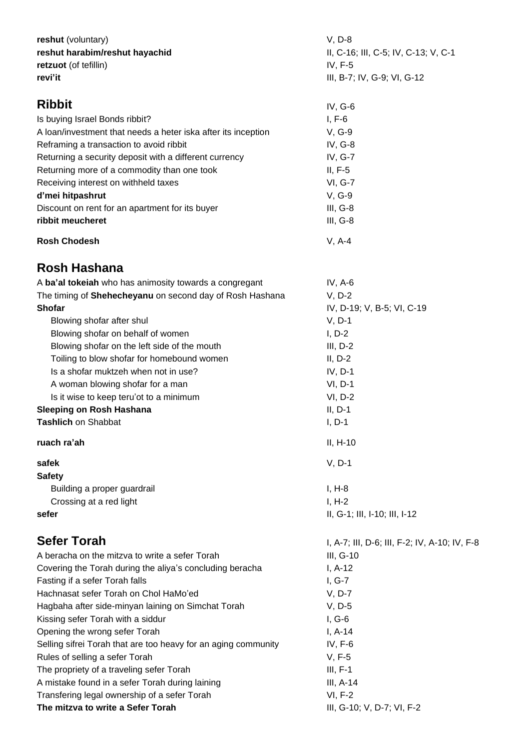**reshut** (voluntary) V, D-8
**reshut harabim/reshut hayachid** II, C-16; III, C-5; IV, C-13; V, C-1
**retzuot** (of tefillin) IV, F-5
**revi'it** III, B-7; IV, G-9; VI, G-12

## Ribbit IV, G-6

Is buying Israel Bonds ribbit? I, F-6
A loan/investment that needs a heter iska after its inception V, G-9
Reframing a transaction to avoid ribbit IV, G-8
Returning a security deposit with a different currency IV, G-7
Returning more of a commodity than one took II, F-5
Receiving interest on withheld taxes VI, G-7
**d'mei hitpashrut** V, G-9
Discount on rent for an apartment for its buyer III, G-8
**ribbit meucheret** III, G-8

**Rosh Chodesh** V, A-4

## Rosh Hashana

A **ba'al tokeiah** who has animosity towards a congregant IV, A-6
The timing of **Shehecheyanu** on second day of Rosh Hashana V, D-2
**Shofar** IV, D-19; V, B-5; VI, C-19
- Blowing shofar after shul V, D-1
- Blowing shofar on behalf of women I, D-2
- Blowing shofar on the left side of the mouth III, D-2
- Toiling to blow shofar for homebound women II, D-2
- Is a shofar muktzeh when not in use? IV, D-1
- A woman blowing shofar for a man VI, D-1
- Is it wise to keep teru'ot to a minimum VI, D-2

**Sleeping on Rosh Hashana** II, D-1
**Tashlich** on Shabbat I, D-1

**ruach ra'ah** II, H-10

**safek** V, D-1
**Safety**
- Building a proper guardrail I, H-8
- Crossing at a red light I, H-2

**sefer** II, G-1; III, I-10; III, I-12

## Sefer Torah I, A-7; III, D-6; III, F-2; IV, A-10; IV, F-8

A beracha on the mitzva to write a sefer Torah III, G-10
Covering the Torah during the aliya's concluding beracha I, A-12
Fasting if a sefer Torah falls I, G-7
Hachnasat sefer Torah on Chol HaMo'ed V, D-7
Hagbaha after side-minyan laining on Simchat Torah V, D-5
Kissing sefer Torah with a siddur I, G-6
Opening the wrong sefer Torah I, A-14
Selling sifrei Torah that are too heavy for an aging community IV, F-6
Rules of selling a sefer Torah V, F-5
The propriety of a traveling sefer Torah III, F-1
A mistake found in a sefer Torah during laining III, A-14
Transfering legal ownership of a sefer Torah VI, F-2
**The mitzva to write a Sefer Torah** III, G-10; V, D-7; VI, F-2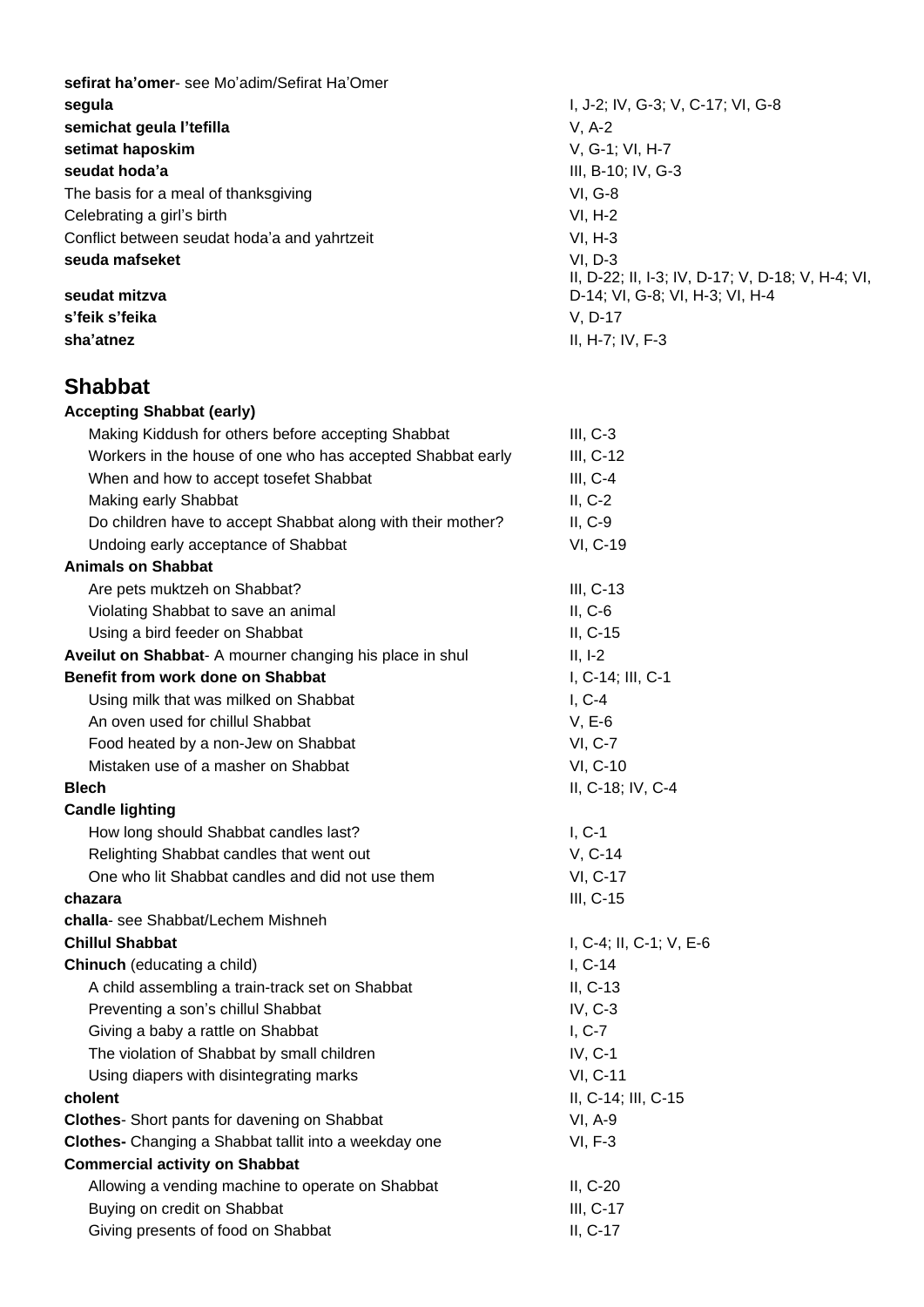**sefirat ha'omer**- see Mo'adim/Sefirat Ha'Omer

| | |
|---|---|
| **segula** | I, J-2; IV, G-3; V, C-17; VI, G-8 |
| **semichat geula l'tefilla** | V, A-2 |
| **setimat haposkim** | V, G-1; VI, H-7 |
| **seudat hoda'a** | III, B-10; IV, G-3 |
| The basis for a meal of thanksgiving | VI, G-8 |
| Celebrating a girl's birth | VI, H-2 |
| Conflict between seudat hoda'a and yahrtzeit | VI, H-3 |
| **seuda mafseket** | VI, D-3 |
| **seudat mitzva** | II, D-22; II, I-3; IV, D-17; V, D-18; V, H-4; VI, D-14; VI, G-8; VI, H-3; VI, H-4 |
| **s'feik s'feika** | V, D-17 |
| **sha'atnez** | II, H-7; IV, F-3 |

## Shabbat

| | |
|---|---|
| **Accepting Shabbat (early)** | |
| Making Kiddush for others before accepting Shabbat | III, C-3 |
| Workers in the house of one who has accepted Shabbat early | III, C-12 |
| When and how to accept tosefet Shabbat | III, C-4 |
| Making early Shabbat | II, C-2 |
| Do children have to accept Shabbat along with their mother? | II, C-9 |
| Undoing early acceptance of Shabbat | VI, C-19 |
| **Animals on Shabbat** | |
| Are pets muktzeh on Shabbat? | III, C-13 |
| Violating Shabbat to save an animal | II, C-6 |
| Using a bird feeder on Shabbat | II, C-15 |
| **Aveilut on Shabbat**- A mourner changing his place in shul | II, I-2 |
| **Benefit from work done on Shabbat** | I, C-14; III, C-1 |
| Using milk that was milked on Shabbat | I, C-4 |
| An oven used for chillul Shabbat | V, E-6 |
| Food heated by a non-Jew on Shabbat | VI, C-7 |
| Mistaken use of a masher on Shabbat | VI, C-10 |
| **Blech** | II, C-18; IV, C-4 |
| **Candle lighting** | |
| How long should Shabbat candles last? | I, C-1 |
| Relighting Shabbat candles that went out | V, C-14 |
| One who lit Shabbat candles and did not use them | VI, C-17 |
| **chazara** | III, C-15 |
| **challa**- see Shabbat/Lechem Mishneh | |
| **Chillul Shabbat** | I, C-4; II, C-1; V, E-6 |
| **Chinuch** (educating a child) | I, C-14 |
| A child assembling a train-track set on Shabbat | II, C-13 |
| Preventing a son's chillul Shabbat | IV, C-3 |
| Giving a baby a rattle on Shabbat | I, C-7 |
| The violation of Shabbat by small children | IV, C-1 |
| Using diapers with disintegrating marks | VI, C-11 |
| **cholent** | II, C-14; III, C-15 |
| **Clothes**- Short pants for davening on Shabbat | VI, A-9 |
| **Clothes-** Changing a Shabbat tallit into a weekday one | VI, F-3 |
| **Commercial activity on Shabbat** | |
| Allowing a vending machine to operate on Shabbat | II, C-20 |
| Buying on credit on Shabbat | III, C-17 |
| Giving presents of food on Shabbat | II, C-17 |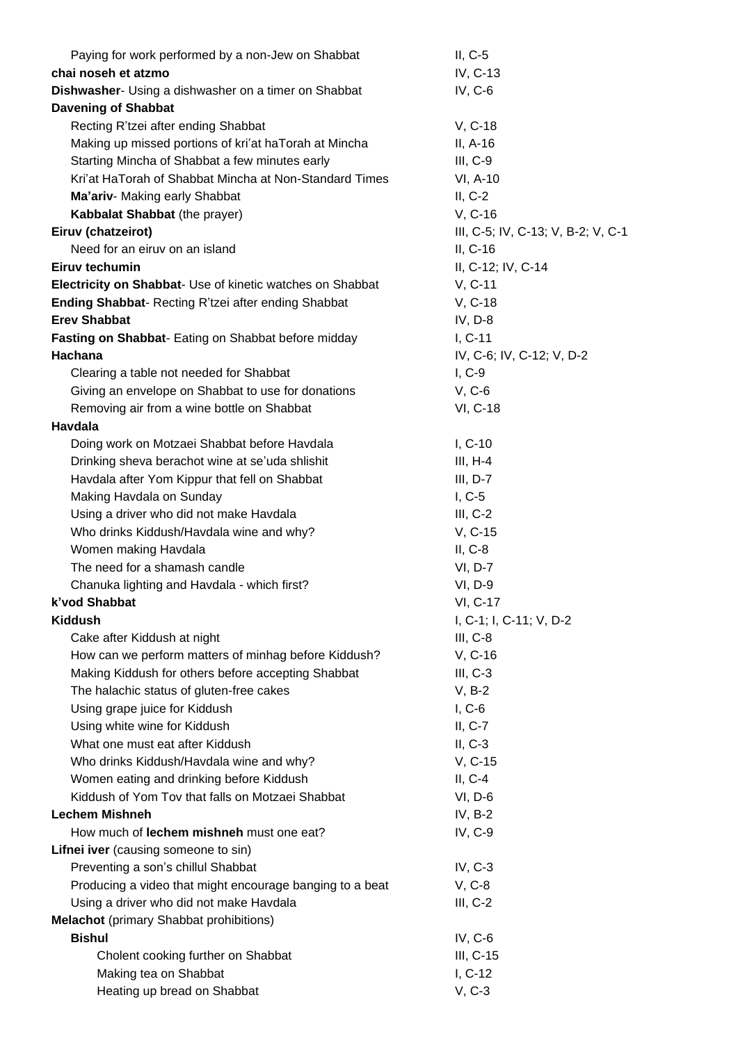| | |
|---|---|
| Paying for work performed by a non-Jew on Shabbat | II, C-5 |
| **chai noseh et atzmo** | IV, C-13 |
| **Dishwasher**- Using a dishwasher on a timer on Shabbat | IV, C-6 |
| **Davening of Shabbat** | |
| Recting R'tzei after ending Shabbat | V, C-18 |
| Making up missed portions of kri'at haTorah at Mincha | II, A-16 |
| Starting Mincha of Shabbat a few minutes early | III, C-9 |
| Kri'at HaTorah of Shabbat Mincha at Non-Standard Times | VI, A-10 |
| **Ma'ariv**- Making early Shabbat | II, C-2 |
| **Kabbalat Shabbat** (the prayer) | V, C-16 |
| **Eiruv (chatzeirot)** | III, C-5; IV, C-13; V, B-2; V, C-1 |
| Need for an eiruv on an island | II, C-16 |
| **Eiruv techumin** | II, C-12; IV, C-14 |
| **Electricity on Shabbat**- Use of kinetic watches on Shabbat | V, C-11 |
| **Ending Shabbat**- Recting R'tzei after ending Shabbat | V, C-18 |
| **Erev Shabbat** | IV, D-8 |
| **Fasting on Shabbat**- Eating on Shabbat before midday | I, C-11 |
| **Hachana** | IV, C-6; IV, C-12; V, D-2 |
| Clearing a table not needed for Shabbat | I, C-9 |
| Giving an envelope on Shabbat to use for donations | V, C-6 |
| Removing air from a wine bottle on Shabbat | VI, C-18 |
| **Havdala** | |
| Doing work on Motzaei Shabbat before Havdala | I, C-10 |
| Drinking sheva berachot wine at se'uda shlishit | III, H-4 |
| Havdala after Yom Kippur that fell on Shabbat | III, D-7 |
| Making Havdala on Sunday | I, C-5 |
| Using a driver who did not make Havdala | III, C-2 |
| Who drinks Kiddush/Havdala wine and why? | V, C-15 |
| Women making Havdala | II, C-8 |
| The need for a shamash candle | VI, D-7 |
| Chanuka lighting and Havdala - which first? | VI, D-9 |
| **k'vod Shabbat** | VI, C-17 |
| **Kiddush** | I, C-1; I, C-11; V, D-2 |
| Cake after Kiddush at night | III, C-8 |
| How can we perform matters of minhag before Kiddush? | V, C-16 |
| Making Kiddush for others before accepting Shabbat | III, C-3 |
| The halachic status of gluten-free cakes | V, B-2 |
| Using grape juice for Kiddush | I, C-6 |
| Using white wine for Kiddush | II, C-7 |
| What one must eat after Kiddush | II, C-3 |
| Who drinks Kiddush/Havdala wine and why? | V, C-15 |
| Women eating and drinking before Kiddush | II, C-4 |
| Kiddush of Yom Tov that falls on Motzaei Shabbat | VI, D-6 |
| **Lechem Mishneh** | IV, B-2 |
| How much of **lechem mishneh** must one eat? | IV, C-9 |
| **Lifnei iver** (causing someone to sin) | |
| Preventing a son's chillul Shabbat | IV, C-3 |
| Producing a video that might encourage banging to a beat | V, C-8 |
| Using a driver who did not make Havdala | III, C-2 |
| **Melachot** (primary Shabbat prohibitions) | |
| **Bishul** | IV, C-6 |
| Cholent cooking further on Shabbat | III, C-15 |
| Making tea on Shabbat | I, C-12 |
| Heating up bread on Shabbat | V, C-3 |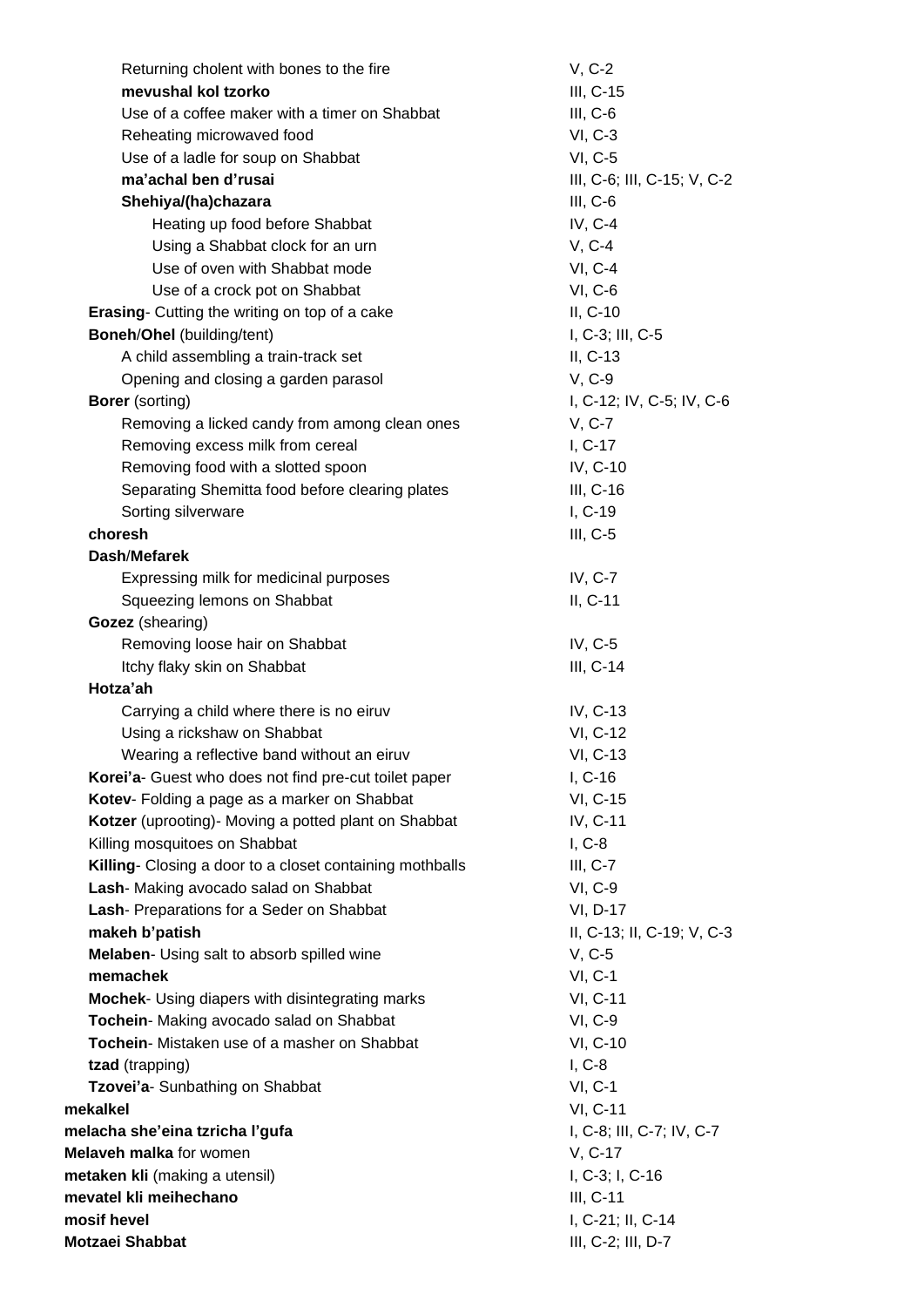- Returning cholent with bones to the fire — V, C-2
- **mevushal kol tzorko** — III, C-15
- Use of a coffee maker with a timer on Shabbat — III, C-6
- Reheating microwaved food — VI, C-3
- Use of a ladle for soup on Shabbat — VI, C-5
- **ma'achal ben d'rusai** — III, C-6; III, C-15; V, C-2
- **Shehiya/(ha)chazara** — III, C-6
  - Heating up food before Shabbat — IV, C-4
  - Using a Shabbat clock for an urn — V, C-4
  - Use of oven with Shabbat mode — VI, C-4
  - Use of a crock pot on Shabbat — VI, C-6

**Erasing**- Cutting the writing on top of a cake — II, C-10

**Boneh**/**Ohel** (building/tent) — I, C-3; III, C-5
- A child assembling a train-track set — II, C-13
- Opening and closing a garden parasol — V, C-9

**Borer** (sorting) — I, C-12; IV, C-5; IV, C-6
- Removing a licked candy from among clean ones — V, C-7
- Removing excess milk from cereal — I, C-17
- Removing food with a slotted spoon — IV, C-10
- Separating Shemitta food before clearing plates — III, C-16
- Sorting silverware — I, C-19

**choresh** — III, C-5

**Dash**/**Mefarek**
- Expressing milk for medicinal purposes — IV, C-7
- Squeezing lemons on Shabbat — II, C-11

**Gozez** (shearing)
- Removing loose hair on Shabbat — IV, C-5
- Itchy flaky skin on Shabbat — III, C-14

**Hotza'ah**
- Carrying a child where there is no eiruv — IV, C-13
- Using a rickshaw on Shabbat — VI, C-12
- Wearing a reflective band without an eiruv — VI, C-13

**Korei'a**- Guest who does not find pre-cut toilet paper — I, C-16

**Kotev**- Folding a page as a marker on Shabbat — VI, C-15

**Kotzer** (uprooting)- Moving a potted plant on Shabbat — IV, C-11

Killing mosquitoes on Shabbat — I, C-8

**Killing**- Closing a door to a closet containing mothballs — III, C-7

**Lash**- Making avocado salad on Shabbat — VI, C-9

**Lash**- Preparations for a Seder on Shabbat — VI, D-17

**makeh b'patish** — II, C-13; II, C-19; V, C-3

**Melaben**- Using salt to absorb spilled wine — V, C-5

**memachek** — VI, C-1

**Mochek**- Using diapers with disintegrating marks — VI, C-11

**Tochein**- Making avocado salad on Shabbat — VI, C-9

**Tochein**- Mistaken use of a masher on Shabbat — VI, C-10

**tzad** (trapping) — I, C-8

**Tzovei'a**- Sunbathing on Shabbat — VI, C-1

**mekalkel** — VI, C-11

**melacha she'eina tzricha l'gufa** — I, C-8; III, C-7; IV, C-7

**Melaveh malka** for women — V, C-17

**metaken kli** (making a utensil) — I, C-3; I, C-16

**mevatel kli meihechano** — III, C-11

**mosif hevel** — I, C-21; II, C-14

**Motzaei Shabbat** — III, C-2; III, D-7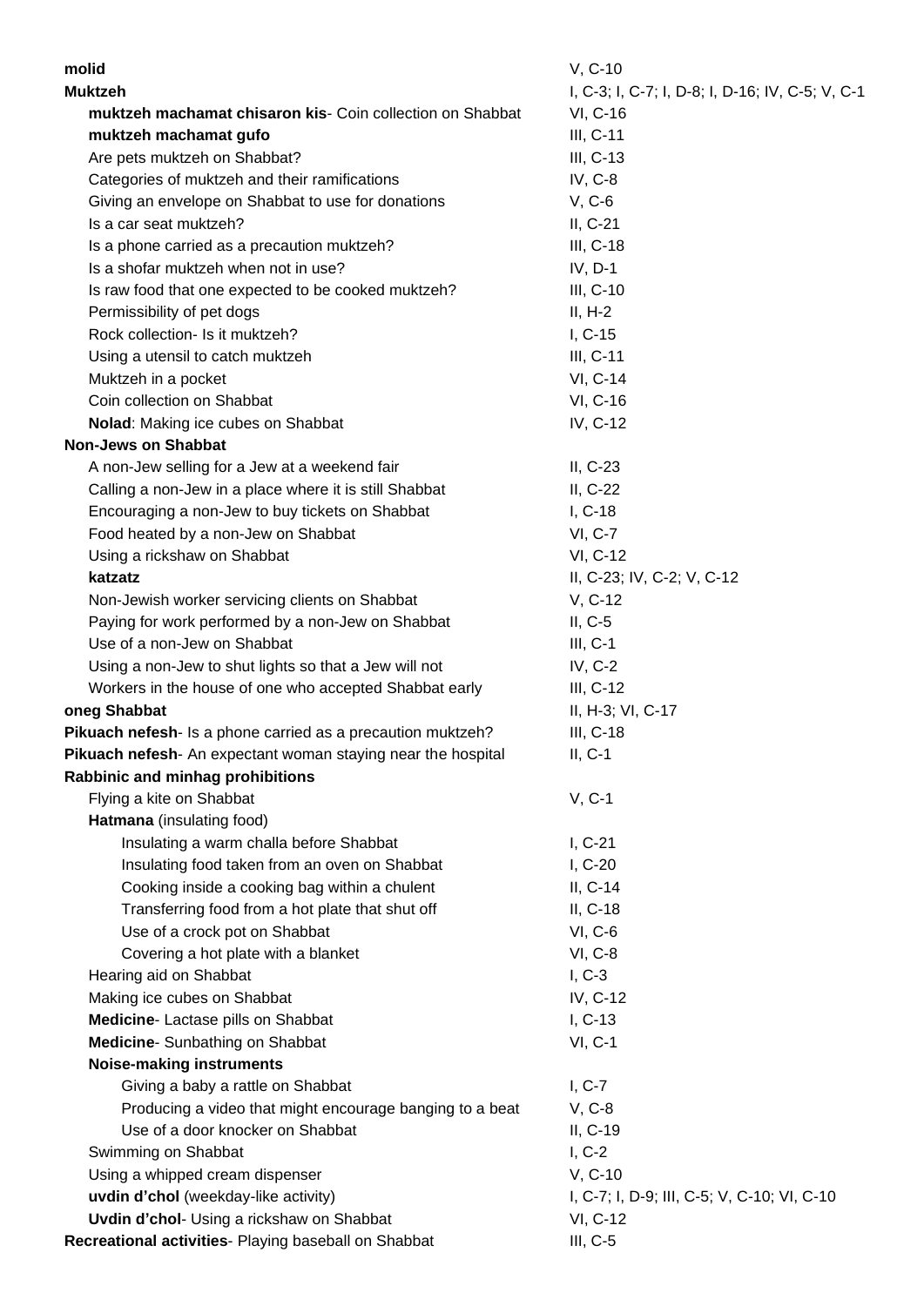| Topic | Reference |
|---|---|
| **molid** | V, C-10 |
| **Muktzeh** | I, C-3; I, C-7; I, D-8; I, D-16; IV, C-5; V, C-1 |
| **muktzeh machamat chisaron kis**- Coin collection on Shabbat | VI, C-16 |
| **muktzeh machamat gufo** | III, C-11 |
| Are pets muktzeh on Shabbat? | III, C-13 |
| Categories of muktzeh and their ramifications | IV, C-8 |
| Giving an envelope on Shabbat to use for donations | V, C-6 |
| Is a car seat muktzeh? | II, C-21 |
| Is a phone carried as a precaution muktzeh? | III, C-18 |
| Is a shofar muktzeh when not in use? | IV, D-1 |
| Is raw food that one expected to be cooked muktzeh? | III, C-10 |
| Permissibility of pet dogs | II, H-2 |
| Rock collection- Is it muktzeh? | I, C-15 |
| Using a utensil to catch muktzeh | III, C-11 |
| Muktzeh in a pocket | VI, C-14 |
| Coin collection on Shabbat | VI, C-16 |
| **Nolad**: Making ice cubes on Shabbat | IV, C-12 |
| **Non-Jews on Shabbat** | |
| A non-Jew selling for a Jew at a weekend fair | II, C-23 |
| Calling a non-Jew in a place where it is still Shabbat | II, C-22 |
| Encouraging a non-Jew to buy tickets on Shabbat | I, C-18 |
| Food heated by a non-Jew on Shabbat | VI, C-7 |
| Using a rickshaw on Shabbat | VI, C-12 |
| **katzatz** | II, C-23; IV, C-2; V, C-12 |
| Non-Jewish worker servicing clients on Shabbat | V, C-12 |
| Paying for work performed by a non-Jew on Shabbat | II, C-5 |
| Use of a non-Jew on Shabbat | III, C-1 |
| Using a non-Jew to shut lights so that a Jew will not | IV, C-2 |
| Workers in the house of one who accepted Shabbat early | III, C-12 |
| **oneg Shabbat** | II, H-3; VI, C-17 |
| **Pikuach nefesh**- Is a phone carried as a precaution muktzeh? | III, C-18 |
| **Pikuach nefesh**- An expectant woman staying near the hospital | II, C-1 |
| **Rabbinic and minhag prohibitions** | |
| Flying a kite on Shabbat | V, C-1 |
| **Hatmana** (insulating food) | |
| Insulating a warm challa before Shabbat | I, C-21 |
| Insulating food taken from an oven on Shabbat | I, C-20 |
| Cooking inside a cooking bag within a chulent | II, C-14 |
| Transferring food from a hot plate that shut off | II, C-18 |
| Use of a crock pot on Shabbat | VI, C-6 |
| Covering a hot plate with a blanket | VI, C-8 |
| Hearing aid on Shabbat | I, C-3 |
| Making ice cubes on Shabbat | IV, C-12 |
| **Medicine**- Lactase pills on Shabbat | I, C-13 |
| **Medicine**- Sunbathing on Shabbat | VI, C-1 |
| **Noise-making instruments** | |
| Giving a baby a rattle on Shabbat | I, C-7 |
| Producing a video that might encourage banging to a beat | V, C-8 |
| Use of a door knocker on Shabbat | II, C-19 |
| Swimming on Shabbat | I, C-2 |
| Using a whipped cream dispenser | V, C-10 |
| **uvdin d'chol** (weekday-like activity) | I, C-7; I, D-9; III, C-5; V, C-10; VI, C-10 |
| **Uvdin d'chol**- Using a rickshaw on Shabbat | VI, C-12 |
| **Recreational activities**- Playing baseball on Shabbat | III, C-5 |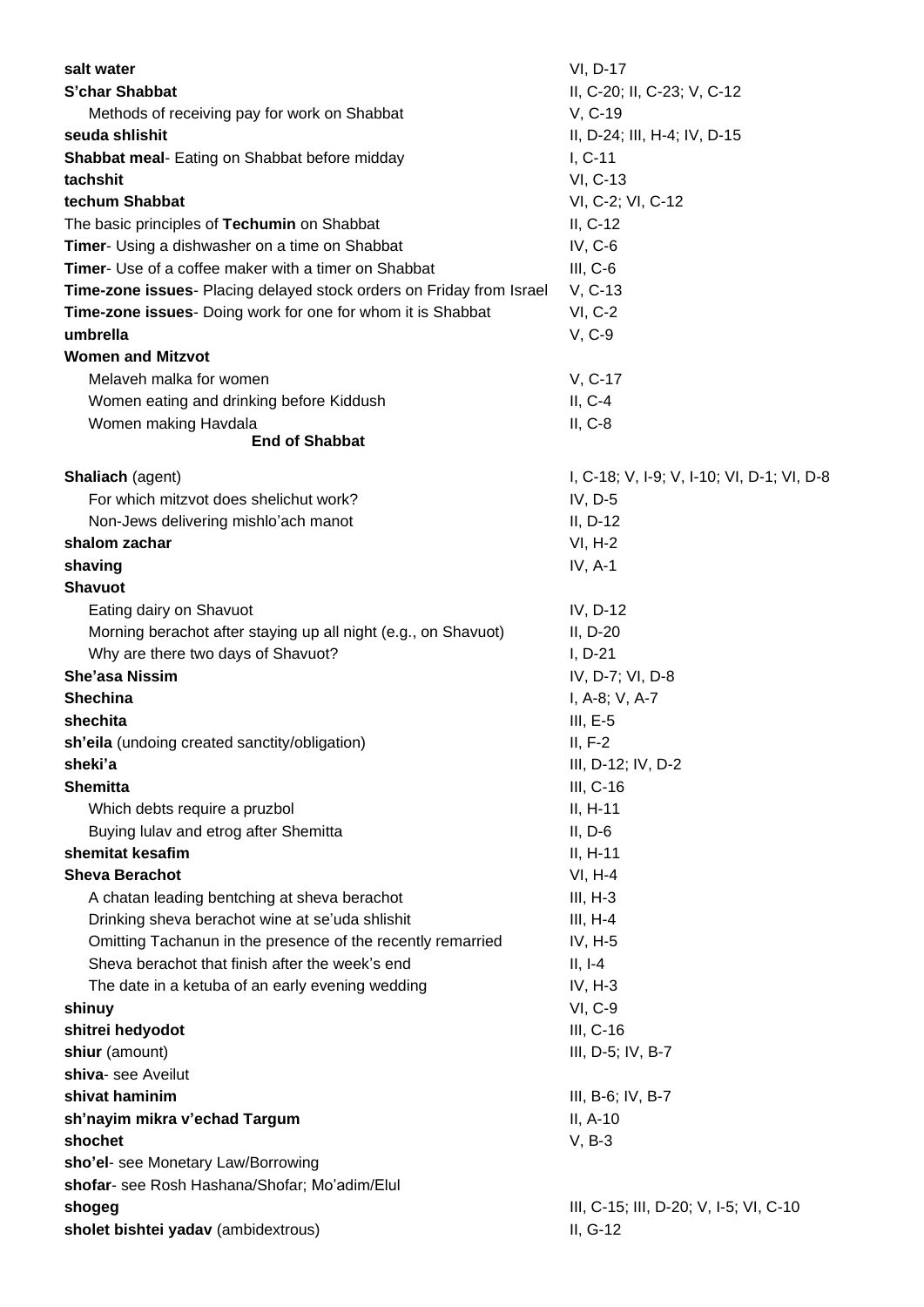| | |
|---|---|
| **salt water** | VI, D-17 |
| **S'char Shabbat** | II, C-20; II, C-23; V, C-12 |
| Methods of receiving pay for work on Shabbat | V, C-19 |
| **seuda shlishit** | II, D-24; III, H-4; IV, D-15 |
| **Shabbat meal**- Eating on Shabbat before midday | I, C-11 |
| **tachshit** | VI, C-13 |
| **techum Shabbat** | VI, C-2; VI, C-12 |
| The basic principles of **Techumin** on Shabbat | II, C-12 |
| **Timer**- Using a dishwasher on a time on Shabbat | IV, C-6 |
| **Timer**- Use of a coffee maker with a timer on Shabbat | III, C-6 |
| **Time-zone issues**- Placing delayed stock orders on Friday from Israel | V, C-13 |
| **Time-zone issues**- Doing work for one for whom it is Shabbat | VI, C-2 |
| **umbrella** | V, C-9 |
| **Women and Mitzvot** | |
| Melaveh malka for women | V, C-17 |
| Women eating and drinking before Kiddush | II, C-4 |
| Women making Havdala | II, C-8 |

**End of Shabbat**

| | |
|---|---|
| **Shaliach** (agent) | I, C-18; V, I-9; V, I-10; VI, D-1; VI, D-8 |
| For which mitzvot does shelichut work? | IV, D-5 |
| Non-Jews delivering mishlo'ach manot | II, D-12 |
| **shalom zachar** | VI, H-2 |
| **shaving** | IV, A-1 |
| **Shavuot** | |
| Eating dairy on Shavuot | IV, D-12 |
| Morning berachot after staying up all night (e.g., on Shavuot) | II, D-20 |
| Why are there two days of Shavuot? | I, D-21 |
| **She'asa Nissim** | IV, D-7; VI, D-8 |
| **Shechina** | I, A-8; V, A-7 |
| **shechita** | III, E-5 |
| **sh'eila** (undoing created sanctity/obligation) | II, F-2 |
| **sheki'a** | III, D-12; IV, D-2 |
| **Shemitta** | III, C-16 |
| Which debts require a pruzbol | II, H-11 |
| Buying lulav and etrog after Shemitta | II, D-6 |
| **shemitat kesafim** | II, H-11 |
| **Sheva Berachot** | VI, H-4 |
| A chatan leading bentching at sheva berachot | III, H-3 |
| Drinking sheva berachot wine at se'uda shlishit | III, H-4 |
| Omitting Tachanun in the presence of the recently remarried | IV, H-5 |
| Sheva berachot that finish after the week's end | II, I-4 |
| The date in a ketuba of an early evening wedding | IV, H-3 |
| **shinuy** | VI, C-9 |
| **shitrei hedyodot** | III, C-16 |
| **shiur** (amount) | III, D-5; IV, B-7 |
| **shiva**- see Aveilut | |
| **shivat haminim** | III, B-6; IV, B-7 |
| **sh'nayim mikra v'echad Targum** | II, A-10 |
| **shochet** | V, B-3 |
| **sho'el**- see Monetary Law/Borrowing | |
| **shofar**- see Rosh Hashana/Shofar; Mo'adim/Elul | |
| **shogeg** | III, C-15; III, D-20; V, I-5; VI, C-10 |
| **sholet bishtei yadav** (ambidextrous) | II, G-12 |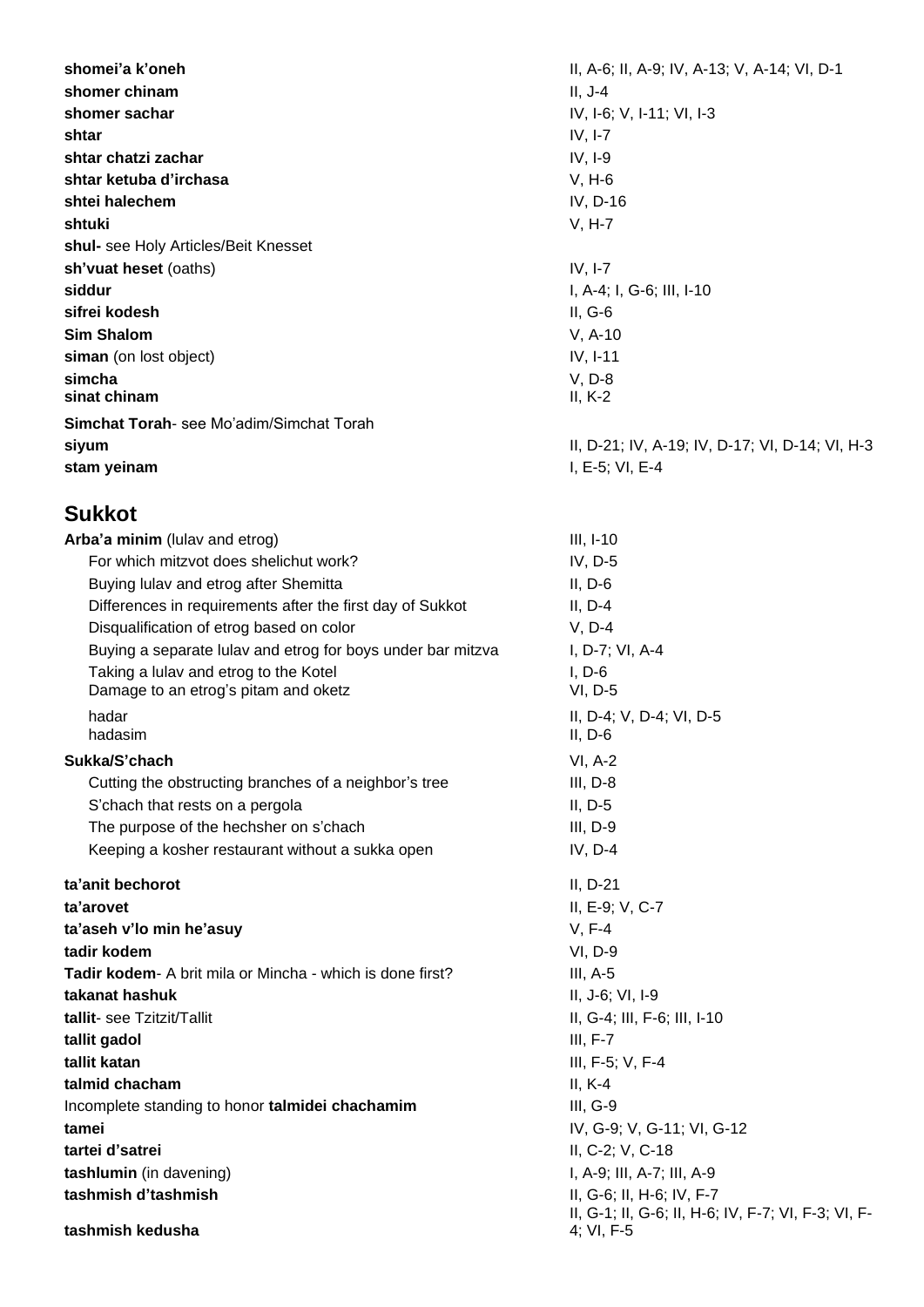**shomei'a k'oneh** II, A-6; II, A-9; IV, A-13; V, A-14; VI, D-1
**shomer chinam** II, J-4
**shomer sachar** IV, I-6; V, I-11; VI, I-3
**shtar** IV, I-7
**shtar chatzi zachar** IV, I-9
**shtar ketuba d'irchasa** V, H-6
**shtei halechem** IV, D-16
**shtuki** V, H-7
**shul-** see Holy Articles/Beit Knesset
**sh'vuat heset** (oaths) IV, I-7
**siddur** I, A-4; I, G-6; III, I-10
**sifrei kodesh** II, G-6
**Sim Shalom** V, A-10
**siman** (on lost object) IV, I-11
**simcha** V, D-8
**sinat chinam** II, K-2
**Simchat Torah**- see Mo'adim/Simchat Torah
**siyum** II, D-21; IV, A-19; IV, D-17; VI, D-14; VI, H-3
**stam yeinam** I, E-5; VI, E-4

## Sukkot

**Arba'a minim** (lulav and etrog) III, I-10
- For which mitzvot does shelichut work? IV, D-5
- Buying lulav and etrog after Shemitta II, D-6
- Differences in requirements after the first day of Sukkot II, D-4
- Disqualification of etrog based on color V, D-4
- Buying a separate lulav and etrog for boys under bar mitzva I, D-7; VI, A-4
- Taking a lulav and etrog to the Kotel I, D-6
- Damage to an etrog's pitam and oketz VI, D-5
- hadar II, D-4; V, D-4; VI, D-5
- hadasim II, D-6

**Sukka/S'chach** VI, A-2
- Cutting the obstructing branches of a neighbor's tree III, D-8
- S'chach that rests on a pergola II, D-5
- The purpose of the hechsher on s'chach III, D-9
- Keeping a kosher restaurant without a sukka open IV, D-4

**ta'anit bechorot** II, D-21
**ta'arovet** II, E-9; V, C-7
**ta'aseh v'lo min he'asuy** V, F-4
**tadir kodem** VI, D-9
**Tadir kodem**- A brit mila or Mincha - which is done first? III, A-5
**takanat hashuk** II, J-6; VI, I-9
**tallit**- see Tzitzit/Tallit II, G-4; III, F-6; III, I-10
**tallit gadol** III, F-7
**tallit katan** III, F-5; V, F-4
**talmid chacham** II, K-4
Incomplete standing to honor **talmidei chachamim** III, G-9
**tamei** IV, G-9; V, G-11; VI, G-12
**tartei d'satrei** II, C-2; V, C-18
**tashlumin** (in davening) I, A-9; III, A-7; III, A-9
**tashmish d'tashmish** II, G-6; II, H-6; IV, F-7
**tashmish kedusha** II, G-1; II, G-6; II, H-6; IV, F-7; VI, F-3; VI, F-4; VI, F-5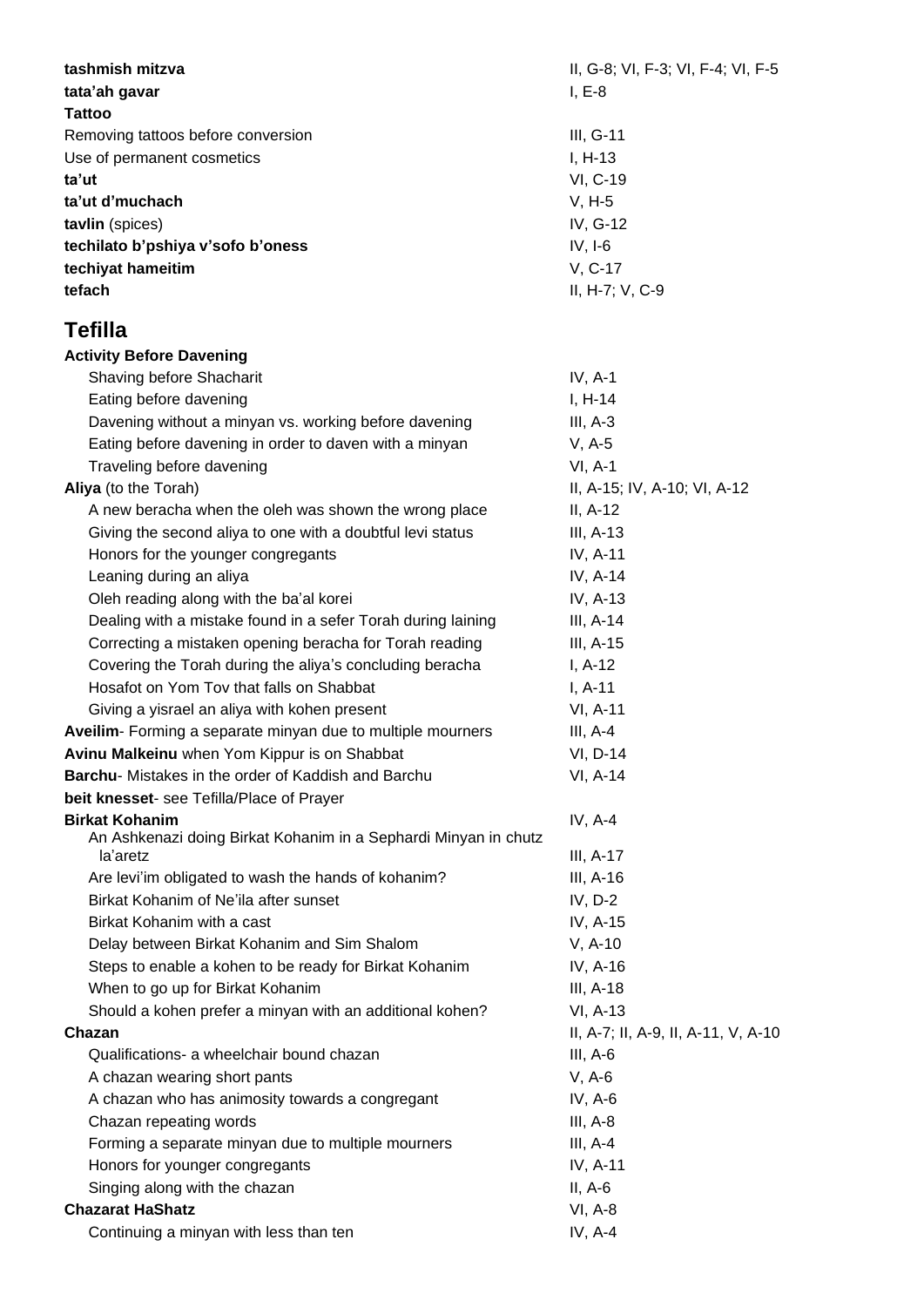**tashmish mitzva** II, G-8; VI, F-3; VI, F-4; VI, F-5
**tata'ah gavar** I, E-8
**Tattoo**
Removing tattoos before conversion III, G-11
Use of permanent cosmetics I, H-13
**ta'ut** VI, C-19
**ta'ut d'muchach** V, H-5
**tavlin** (spices) IV, G-12
**techilato b'pshiya v'sofo b'oness** IV, I-6
**techiyat hameitim** V, C-17
**tefach** II, H-7; V, C-9

## Tefilla

**Activity Before Davening**
- Shaving before Shacharit IV, A-1
- Eating before davening I, H-14
- Davening without a minyan vs. working before davening III, A-3
- Eating before davening in order to daven with a minyan V, A-5
- Traveling before davening VI, A-1

**Aliya** (to the Torah) II, A-15; IV, A-10; VI, A-12
- A new beracha when the oleh was shown the wrong place II, A-12
- Giving the second aliya to one with a doubtful levi status III, A-13
- Honors for the younger congregants IV, A-11
- Leaning during an aliya IV, A-14
- Oleh reading along with the ba'al korei IV, A-13
- Dealing with a mistake found in a sefer Torah during laining III, A-14
- Correcting a mistaken opening beracha for Torah reading III, A-15
- Covering the Torah during the aliya's concluding beracha I, A-12
- Hosafot on Yom Tov that falls on Shabbat I, A-11
- Giving a yisrael an aliya with kohen present VI, A-11

**Aveilim**- Forming a separate minyan due to multiple mourners III, A-4
**Avinu Malkeinu** when Yom Kippur is on Shabbat VI, D-14
**Barchu**- Mistakes in the order of Kaddish and Barchu VI, A-14
**beit knesset**- see Tefilla/Place of Prayer
**Birkat Kohanim** IV, A-4
- An Ashkenazi doing Birkat Kohanim in a Sephardi Minyan in chutz la'aretz III, A-17
- Are levi'im obligated to wash the hands of kohanim? III, A-16
- Birkat Kohanim of Ne'ila after sunset IV, D-2
- Birkat Kohanim with a cast IV, A-15
- Delay between Birkat Kohanim and Sim Shalom V, A-10
- Steps to enable a kohen to be ready for Birkat Kohanim IV, A-16
- When to go up for Birkat Kohanim III, A-18
- Should a kohen prefer a minyan with an additional kohen? VI, A-13

**Chazan** II, A-7; II, A-9, II, A-11, V, A-10
- Qualifications- a wheelchair bound chazan III, A-6
- A chazan wearing short pants V, A-6
- A chazan who has animosity towards a congregant IV, A-6
- Chazan repeating words III, A-8
- Forming a separate minyan due to multiple mourners III, A-4
- Honors for younger congregants IV, A-11
- Singing along with the chazan II, A-6

**Chazarat HaShatz** VI, A-8
- Continuing a minyan with less than ten IV, A-4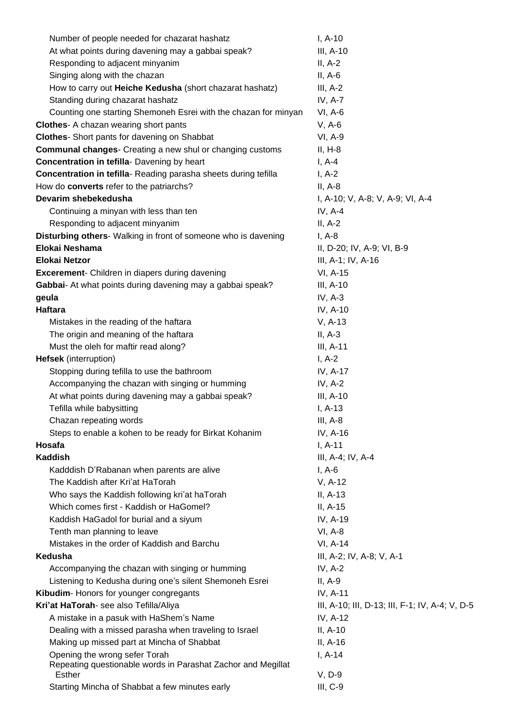| | |
|---|---|
| Number of people needed for chazarat hashatz | I, A-10 |
| At what points during davening may a gabbai speak? | III, A-10 |
| Responding to adjacent minyanim | II, A-2 |
| Singing along with the chazan | II, A-6 |
| How to carry out **Heiche Kedusha** (short chazarat hashatz) | III, A-2 |
| Standing during chazarat hashatz | IV, A-7 |
| Counting one starting Shemoneh Esrei with the chazan for minyan | VI, A-6 |
| **Clothes**- A chazan wearing short pants | V, A-6 |
| **Clothes**- Short pants for davening on Shabbat | VI, A-9 |
| **Communal changes**- Creating a new shul or changing customs | II, H-8 |
| **Concentration in tefilla**- Davening by heart | I, A-4 |
| **Concentration in tefilla**- Reading parasha sheets during tefilla | I, A-2 |
| How do **converts** refer to the patriarchs? | II, A-8 |
| **Devarim shebekedusha** | I, A-10; V, A-8; V, A-9; VI, A-4 |
| Continuing a minyan with less than ten | IV, A-4 |
| Responding to adjacent minyanim | II, A-2 |
| **Disturbing others**- Walking in front of someone who is davening | I, A-8 |
| **Elokai Neshama** | II, D-20; IV, A-9; VI, B-9 |
| **Elokai Netzor** | III, A-1; IV, A-16 |
| **Excerement**- Children in diapers during davening | VI, A-15 |
| **Gabbai**- At what points during davening may a gabbai speak? | III, A-10 |
| **geula** | IV, A-3 |
| **Haftara** | IV, A-10 |
| Mistakes in the reading of the haftara | V, A-13 |
| The origin and meaning of the haftara | II, A-3 |
| Must the oleh for maftir read along? | III, A-11 |
| **Hefsek** (interruption) | I, A-2 |
| Stopping during tefilla to use the bathroom | IV, A-17 |
| Accompanying the chazan with singing or humming | IV, A-2 |
| At what points during davening may a gabbai speak? | III, A-10 |
| Tefilla while babysitting | I, A-13 |
| Chazan repeating words | III, A-8 |
| Steps to enable a kohen to be ready for Birkat Kohanim | IV, A-16 |
| **Hosafa** | I, A-11 |
| **Kaddish** | III, A-4; IV, A-4 |
| Kadddish D'Rabanan when parents are alive | I, A-6 |
| The Kaddish after Kri'at HaTorah | V, A-12 |
| Who says the Kaddish following kri'at haTorah | II, A-13 |
| Which comes first - Kaddish or HaGomel? | II, A-15 |
| Kaddish HaGadol for burial and a siyum | IV, A-19 |
| Tenth man planning to leave | VI, A-8 |
| Mistakes in the order of Kaddish and Barchu | VI, A-14 |
| **Kedusha** | III, A-2; IV, A-8; V, A-1 |
| Accompanying the chazan with singing or humming | IV, A-2 |
| Listening to Kedusha during one's silent Shemoneh Esrei | II, A-9 |
| **Kibudim**- Honors for younger congregants | IV, A-11 |
| **Kri'at HaTorah**- see also Tefilla/Aliya | III, A-10; III, D-13; III, F-1; IV, A-4; V, D-5 |
| A mistake in a pasuk with HaShem's Name | IV, A-12 |
| Dealing with a missed parasha when traveling to Israel | II, A-10 |
| Making up missed part at Mincha of Shabbat | II, A-16 |
| Opening the wrong sefer Torah | I, A-14 |
| Repeating questionable words in Parashat Zachor and Megillat Esther | V, D-9 |
| Starting Mincha of Shabbat a few minutes early | III, C-9 |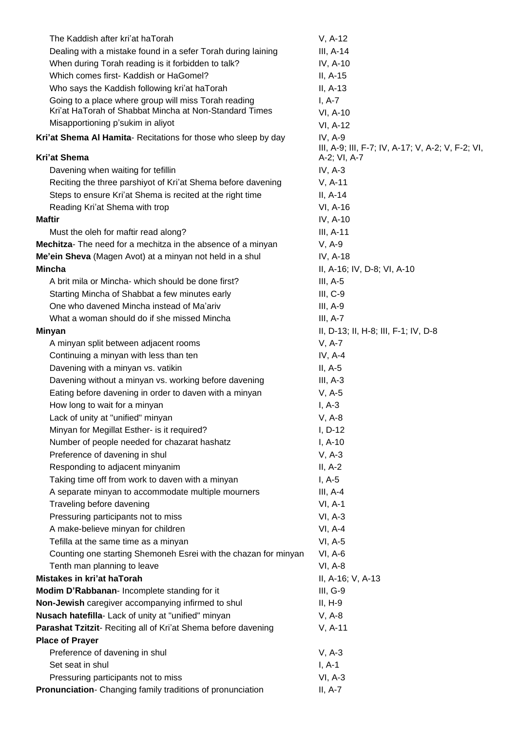| | |
|---|---|
| The Kaddish after kri'at haTorah | V, A-12 |
| Dealing with a mistake found in a sefer Torah during laining | III, A-14 |
| When during Torah reading is it forbidden to talk? | IV, A-10 |
| Which comes first- Kaddish or HaGomel? | II, A-15 |
| Who says the Kaddish following kri'at haTorah | II, A-13 |
| Going to a place where group will miss Torah reading | I, A-7 |
| Kri'at HaTorah of Shabbat Mincha at Non-Standard Times | VI, A-10 |
| Misapportioning p'sukim in aliyot | VI, A-12 |
| **Kri'at Shema Al Hamita**- Recitations for those who sleep by day | IV, A-9 |
| **Kri'at Shema** | III, A-9; III, F-7; IV, A-17; V, A-2; V, F-2; VI, A-2; VI, A-7 |
| Davening when waiting for tefillin | IV, A-3 |
| Reciting the three parshiyot of Kri'at Shema before davening | V, A-11 |
| Steps to ensure Kri'at Shema is recited at the right time | II, A-14 |
| Reading Kri'at Shema with trop | VI, A-16 |
| **Maftir** | IV, A-10 |
| Must the oleh for maftir read along? | III, A-11 |
| **Mechitza**- The need for a mechitza in the absence of a minyan | V, A-9 |
| **Me'ein Sheva** (Magen Avot) at a minyan not held in a shul | IV, A-18 |
| **Mincha** | II, A-16; IV, D-8; VI, A-10 |
| A brit mila or Mincha- which should be done first? | III, A-5 |
| Starting Mincha of Shabbat a few minutes early | III, C-9 |
| One who davened Mincha instead of Ma'ariv | III, A-9 |
| What a woman should do if she missed Mincha | III, A-7 |
| **Minyan** | II, D-13; II, H-8; III, F-1; IV, D-8 |
| A minyan split between adjacent rooms | V, A-7 |
| Continuing a minyan with less than ten | IV, A-4 |
| Davening with a minyan vs. vatikin | II, A-5 |
| Davening without a minyan vs. working before davening | III, A-3 |
| Eating before davening in order to daven with a minyan | V, A-5 |
| How long to wait for a minyan | I, A-3 |
| Lack of unity at "unified" minyan | V, A-8 |
| Minyan for Megillat Esther- is it required? | I, D-12 |
| Number of people needed for chazarat hashatz | I, A-10 |
| Preference of davening in shul | V, A-3 |
| Responding to adjacent minyanim | II, A-2 |
| Taking time off from work to daven with a minyan | I, A-5 |
| A separate minyan to accommodate multiple mourners | III, A-4 |
| Traveling before davening | VI, A-1 |
| Pressuring participants not to miss | VI, A-3 |
| A make-believe minyan for children | VI, A-4 |
| Tefilla at the same time as a minyan | VI, A-5 |
| Counting one starting Shemoneh Esrei with the chazan for minyan | VI, A-6 |
| Tenth man planning to leave | VI, A-8 |
| **Mistakes in kri'at haTorah** | II, A-16; V, A-13 |
| **Modim D'Rabbanan**- Incomplete standing for it | III, G-9 |
| **Non-Jewish** caregiver accompanying infirmed to shul | II, H-9 |
| **Nusach hatefilla**- Lack of unity at "unified" minyan | V, A-8 |
| **Parashat Tzitzit**- Reciting all of Kri'at Shema before davening | V, A-11 |
| **Place of Prayer** | |
| Preference of davening in shul | V, A-3 |
| Set seat in shul | I, A-1 |
| Pressuring participants not to miss | VI, A-3 |
| **Pronunciation**- Changing family traditions of pronunciation | II, A-7 |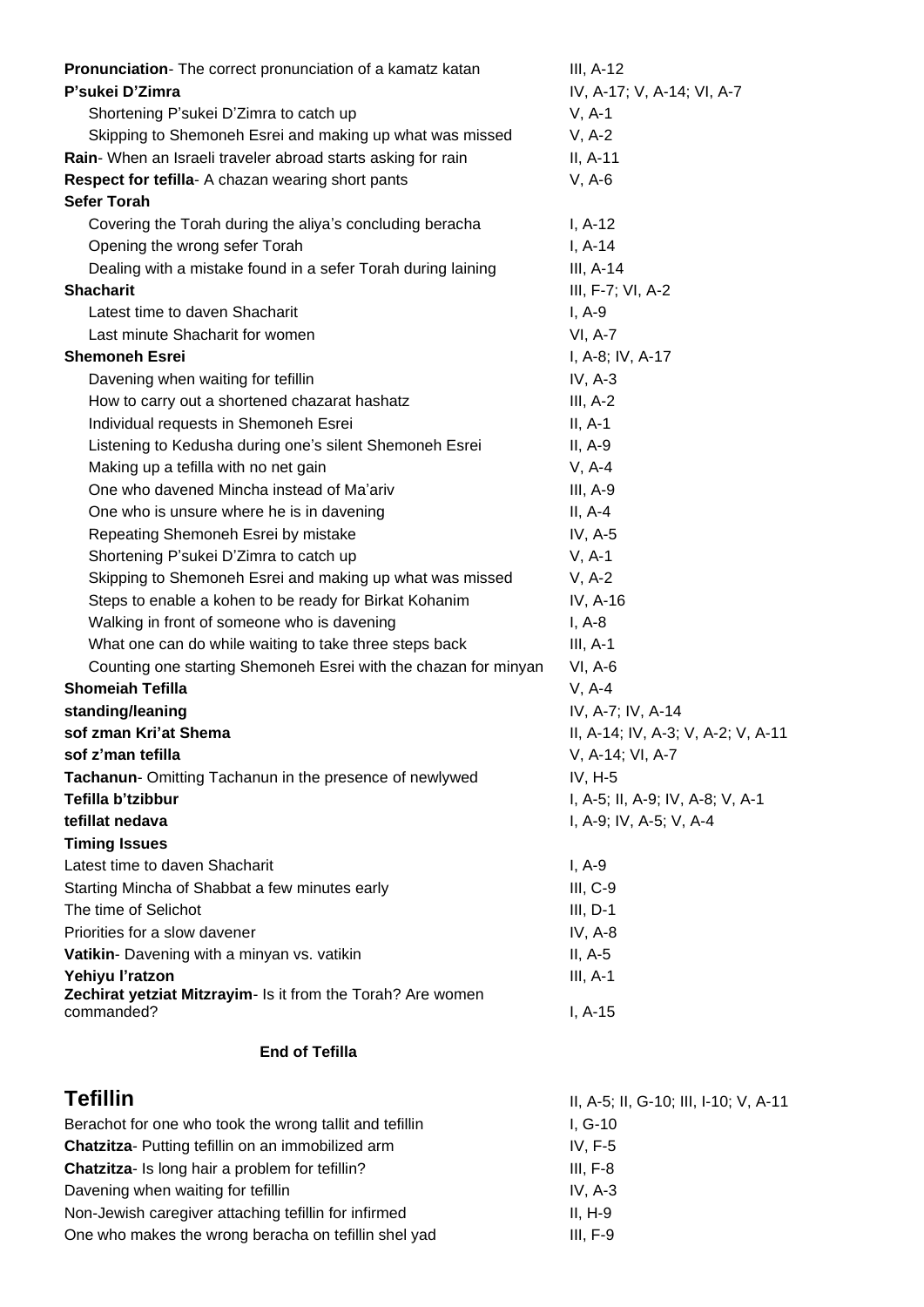**Pronunciation**- The correct pronunciation of a kamatz katan — III, A-12

**P'sukei D'Zimra** — IV, A-17; V, A-14; VI, A-7

- Shortening P'sukei D'Zimra to catch up — V, A-1
- Skipping to Shemoneh Esrei and making up what was missed — V, A-2

**Rain**- When an Israeli traveler abroad starts asking for rain — II, A-11

**Respect for tefilla**- A chazan wearing short pants — V, A-6

**Sefer Torah**

- Covering the Torah during the aliya's concluding beracha — I, A-12
- Opening the wrong sefer Torah — I, A-14
- Dealing with a mistake found in a sefer Torah during laining — III, A-14

**Shacharit** — III, F-7; VI, A-2

- Latest time to daven Shacharit — I, A-9
- Last minute Shacharit for women — VI, A-7

**Shemoneh Esrei** — I, A-8; IV, A-17

- Davening when waiting for tefillin — IV, A-3
- How to carry out a shortened chazarat hashatz — III, A-2
- Individual requests in Shemoneh Esrei — II, A-1
- Listening to Kedusha during one's silent Shemoneh Esrei — II, A-9
- Making up a tefilla with no net gain — V, A-4
- One who davened Mincha instead of Ma'ariv — III, A-9
- One who is unsure where he is in davening — II, A-4
- Repeating Shemoneh Esrei by mistake — IV, A-5
- Shortening P'sukei D'Zimra to catch up — V, A-1
- Skipping to Shemoneh Esrei and making up what was missed — V, A-2
- Steps to enable a kohen to be ready for Birkat Kohanim — IV, A-16
- Walking in front of someone who is davening — I, A-8
- What one can do while waiting to take three steps back — III, A-1
- Counting one starting Shemoneh Esrei with the chazan for minyan — VI, A-6

**Shomeiah Tefilla** — V, A-4

**standing/leaning** — IV, A-7; IV, A-14

**sof zman Kri'at Shema** — II, A-14; IV, A-3; V, A-2; V, A-11

**sof z'man tefilla** — V, A-14; VI, A-7

**Tachanun**- Omitting Tachanun in the presence of newlywed — IV, H-5

**Tefilla b'tzibbur** — I, A-5; II, A-9; IV, A-8; V, A-1

**tefillat nedava** — I, A-9; IV, A-5; V, A-4

**Timing Issues**

Latest time to daven Shacharit — I, A-9

Starting Mincha of Shabbat a few minutes early — III, C-9

The time of Selichot — III, D-1

Priorities for a slow davener — IV, A-8

**Vatikin**- Davening with a minyan vs. vatikin — II, A-5

**Yehiyu l'ratzon** — III, A-1

**Zechirat yetziat Mitzrayim**- Is it from the Torah? Are women commanded? — I, A-15

**End of Tefilla**

## Tefillin

II, A-5; II, G-10; III, I-10; V, A-11

Berachot for one who took the wrong tallit and tefillin — I, G-10

**Chatzitza**- Putting tefillin on an immobilized arm — IV, F-5

**Chatzitza**- Is long hair a problem for tefillin? — III, F-8

Davening when waiting for tefillin — IV, A-3

Non-Jewish caregiver attaching tefillin for infirmed — II, H-9

One who makes the wrong beracha on tefillin shel yad — III, F-9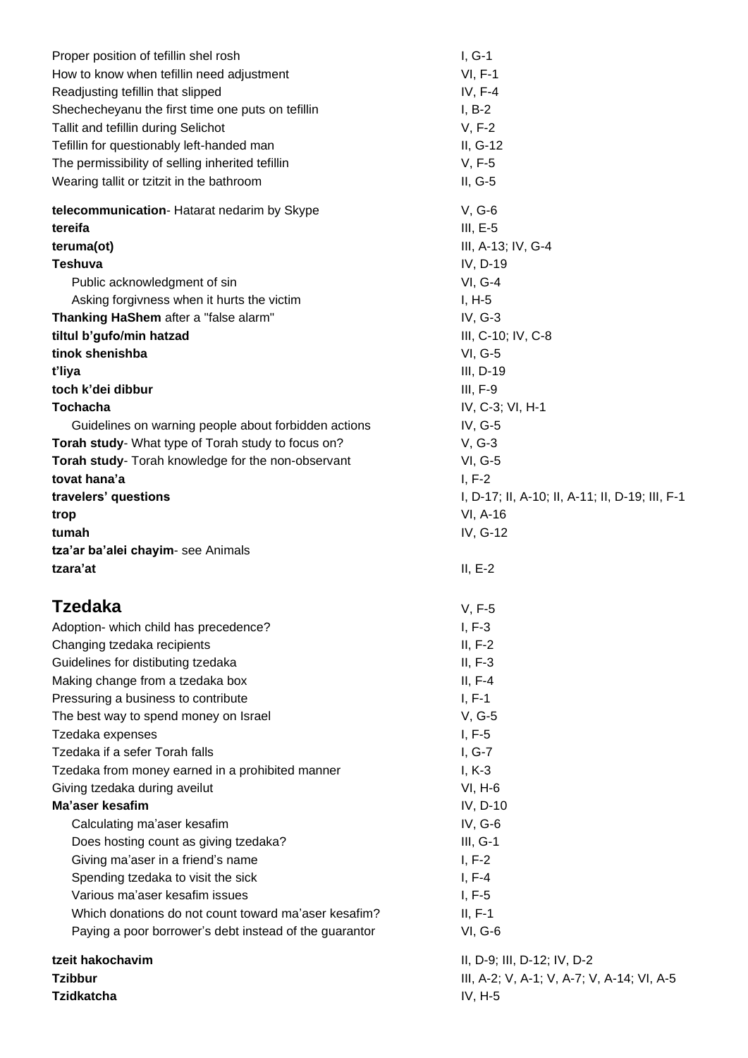Proper position of tefillin shel rosh — I, G-1
How to know when tefillin need adjustment — VI, F-1
Readjusting tefillin that slipped — IV, F-4
Shechecheyanu the first time one puts on tefillin — I, B-2
Tallit and tefillin during Selichot — V, F-2
Tefillin for questionably left-handed man — II, G-12
The permissibility of selling inherited tefillin — V, F-5
Wearing tallit or tzitzit in the bathroom — II, G-5

**telecommunication**- Hatarat nedarim by Skype — V, G-6
**tereifa** — III, E-5
**teruma(ot)** — III, A-13; IV, G-4
**Teshuva** — IV, D-19
&nbsp;&nbsp;&nbsp;&nbsp;Public acknowledgment of sin — VI, G-4
&nbsp;&nbsp;&nbsp;&nbsp;Asking forgivness when it hurts the victim — I, H-5
**Thanking HaShem** after a "false alarm" — IV, G-3
**tiltul b'gufo/min hatzad** — III, C-10; IV, C-8
**tinok shenishba** — VI, G-5
**t'liya** — III, D-19
**toch k'dei dibbur** — III, F-9
**Tochacha** — IV, C-3; VI, H-1
&nbsp;&nbsp;&nbsp;&nbsp;Guidelines on warning people about forbidden actions — IV, G-5
**Torah study**- What type of Torah study to focus on? — V, G-3
**Torah study**- Torah knowledge for the non-observant — VI, G-5
**tovat hana'a** — I, F-2
**travelers' questions** — I, D-17; II, A-10; II, A-11; II, D-19; III, F-1
**trop** — VI, A-16
**tumah** — IV, G-12
**tza'ar ba'alei chayim**- see Animals
**tzara'at** — II, E-2

## Tzedaka — V, F-5

Adoption- which child has precedence? — I, F-3
Changing tzedaka recipients — II, F-2
Guidelines for distibuting tzedaka — II, F-3
Making change from a tzedaka box — II, F-4
Pressuring a business to contribute — I, F-1
The best way to spend money on Israel — V, G-5
Tzedaka expenses — I, F-5
Tzedaka if a sefer Torah falls — I, G-7
Tzedaka from money earned in a prohibited manner — I, K-3
Giving tzedaka during aveilut — VI, H-6
**Ma'aser kesafim** — IV, D-10
&nbsp;&nbsp;&nbsp;&nbsp;Calculating ma'aser kesafim — IV, G-6
&nbsp;&nbsp;&nbsp;&nbsp;Does hosting count as giving tzedaka? — III, G-1
&nbsp;&nbsp;&nbsp;&nbsp;Giving ma'aser in a friend's name — I, F-2
&nbsp;&nbsp;&nbsp;&nbsp;Spending tzedaka to visit the sick — I, F-4
&nbsp;&nbsp;&nbsp;&nbsp;Various ma'aser kesafim issues — I, F-5
&nbsp;&nbsp;&nbsp;&nbsp;Which donations do not count toward ma'aser kesafim? — II, F-1
&nbsp;&nbsp;&nbsp;&nbsp;Paying a poor borrower's debt instead of the guarantor — VI, G-6

**tzeit hakochavim** — II, D-9; III, D-12; IV, D-2
**Tzibbur** — III, A-2; V, A-1; V, A-7; V, A-14; VI, A-5
**Tzidkatcha** — IV, H-5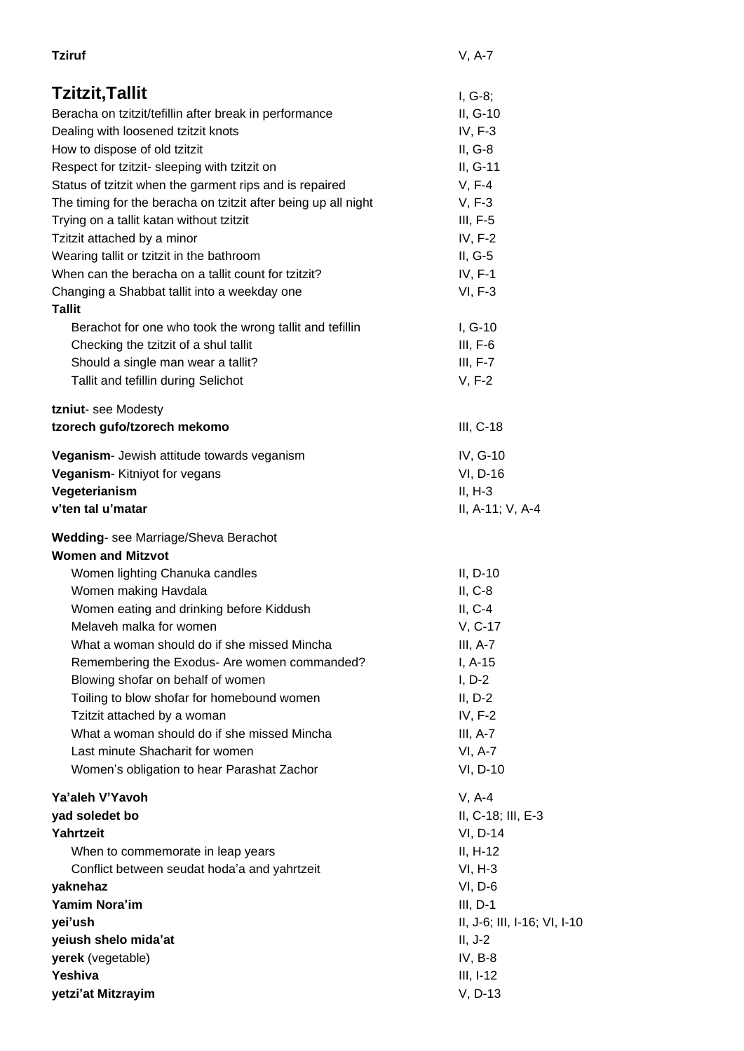**Tziruf** V, A-7

## Tzitzit,Tallit

I, G-8;

- Beracha on tzitzit/tefillin after break in performance II, G-10
- Dealing with loosened tzitzit knots IV, F-3
- How to dispose of old tzitzit II, G-8
- Respect for tzitzit- sleeping with tzitzit on II, G-11
- Status of tzitzit when the garment rips and is repaired V, F-4
- The timing for the beracha on tzitzit after being up all night V, F-3
- Trying on a tallit katan without tzitzit III, F-5
- Tzitzit attached by a minor IV, F-2
- Wearing tallit or tzitzit in the bathroom II, G-5
- When can the beracha on a tallit count for tzitzit? IV, F-1
- Changing a Shabbat tallit into a weekday one VI, F-3

**Tallit**

- Berachot for one who took the wrong tallit and tefillin I, G-10
- Checking the tzitzit of a shul tallit III, F-6
- Should a single man wear a tallit? III, F-7
- Tallit and tefillin during Selichot V, F-2

**tzniut**- see Modesty

**tzorech gufo/tzorech mekomo** III, C-18

**Veganism**- Jewish attitude towards veganism IV, G-10

**Veganism**- Kitniyot for vegans VI, D-16

**Vegeterianism** II, H-3

**v'ten tal u'matar** II, A-11; V, A-4

**Wedding**- see Marriage/Sheva Berachot

**Women and Mitzvot**

- Women lighting Chanuka candles II, D-10
- Women making Havdala II, C-8
- Women eating and drinking before Kiddush II, C-4
- Melaveh malka for women V, C-17
- What a woman should do if she missed Mincha III, A-7
- Remembering the Exodus- Are women commanded? I, A-15
- Blowing shofar on behalf of women I, D-2
- Toiling to blow shofar for homebound women II, D-2
- Tzitzit attached by a woman IV, F-2
- What a woman should do if she missed Mincha III, A-7
- Last minute Shacharit for women VI, A-7
- Women's obligation to hear Parashat Zachor VI, D-10

**Ya'aleh V'Yavoh** V, A-4

**yad soledet bo** II, C-18; III, E-3

**Yahrtzeit** VI, D-14

- When to commemorate in leap years II, H-12
- Conflict between seudat hoda'a and yahrtzeit VI, H-3

**yaknehaz** VI, D-6

**Yamim Nora'im** III, D-1

**yei'ush** II, J-6; III, I-16; VI, I-10

**yeiush shelo mida'at** II, J-2

**yerek** (vegetable) IV, B-8

**Yeshiva** III, I-12

**yetzi'at Mitzrayim** V, D-13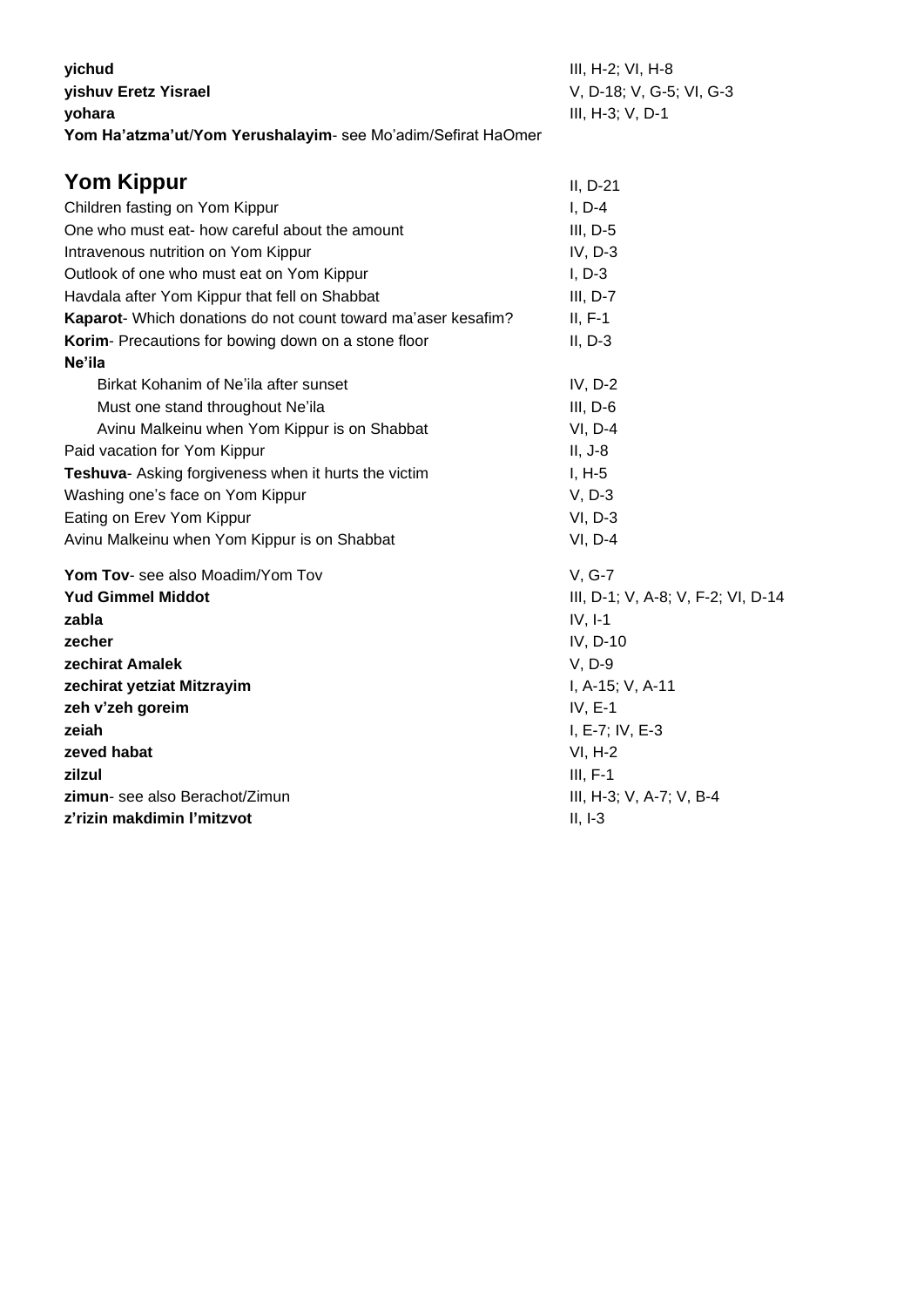**yichud** III, H-2; VI, H-8
**yishuv Eretz Yisrael** V, D-18; V, G-5; VI, G-3
**yohara** III, H-3; V, D-1
**Yom Ha'atzma'ut/Yom Yerushalayim**- see Mo'adim/Sefirat HaOmer

## Yom Kippur

II, D-21

Children fasting on Yom Kippur I, D-4
One who must eat- how careful about the amount III, D-5
Intravenous nutrition on Yom Kippur IV, D-3
Outlook of one who must eat on Yom Kippur I, D-3
Havdala after Yom Kippur that fell on Shabbat III, D-7
**Kaparot**- Which donations do not count toward ma'aser kesafim? II, F-1
**Korim**- Precautions for bowing down on a stone floor II, D-3
**Ne'ila**
- Birkat Kohanim of Ne'ila after sunset IV, D-2
- Must one stand throughout Ne'ila III, D-6
- Avinu Malkeinu when Yom Kippur is on Shabbat VI, D-4

Paid vacation for Yom Kippur II, J-8
**Teshuva**- Asking forgiveness when it hurts the victim I, H-5
Washing one's face on Yom Kippur V, D-3
Eating on Erev Yom Kippur VI, D-3
Avinu Malkeinu when Yom Kippur is on Shabbat VI, D-4

**Yom Tov**- see also Moadim/Yom Tov V, G-7
**Yud Gimmel Middot** III, D-1; V, A-8; V, F-2; VI, D-14
**zabla** IV, I-1
**zecher** IV, D-10
**zechirat Amalek** V, D-9
**zechirat yetziat Mitzrayim** I, A-15; V, A-11
**zeh v'zeh goreim** IV, E-1
**zeiah** I, E-7; IV, E-3
**zeved habat** VI, H-2
**zilzul** III, F-1
**zimun**- see also Berachot/Zimun III, H-3; V, A-7; V, B-4
**z'rizin makdimin l'mitzvot** II, I-3